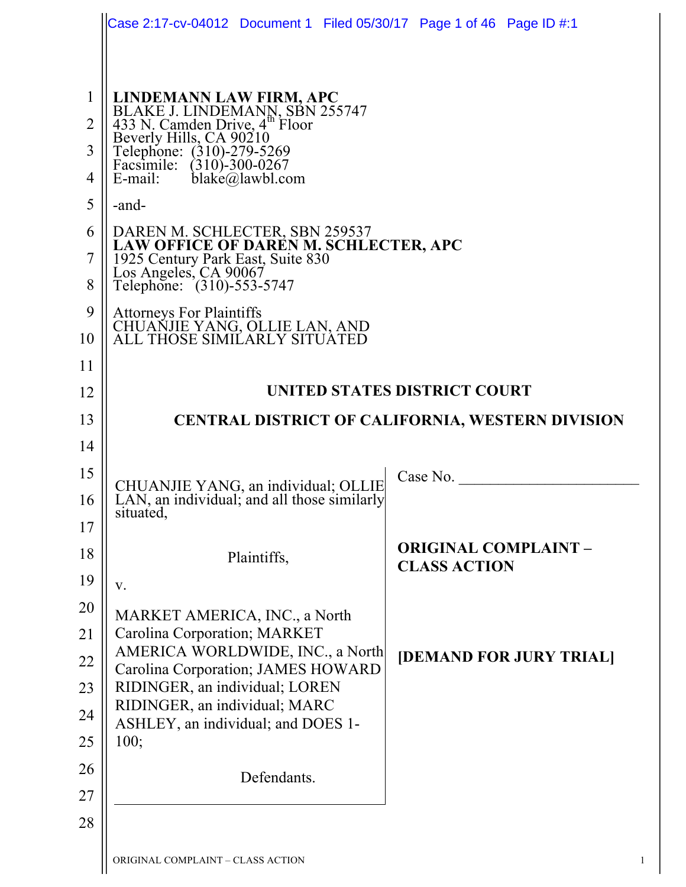**LINDEMANN LAW FIRM, APC**
BLAKE J. LINDEMANN, SBN 255747
433 N. Camden Drive, 4th Floor
Beverly Hills, CA 90210
Telephone: (310)-279-5269
Facsimile: (310)-300-0267
E-mail: blake@lawbl.com

-and-

DAREN M. SCHLECTER, SBN 259537
**LAW OFFICE OF DAREN M. SCHLECTER, APC**
1925 Century Park East, Suite 830
Los Angeles, CA 90067
Telephone: (310)-553-5747

Attorneys For Plaintiffs
CHUANJIE YANG, OLLIE LAN, AND
ALL THOSE SIMILARLY SITUATED

**UNITED STATES DISTRICT COURT**

**CENTRAL DISTRICT OF CALIFORNIA, WESTERN DIVISION**

CHUANJIE YANG, an individual; OLLIE LAN, an individual; and all those similarly situated,

Plaintiffs,

v.

MARKET AMERICA, INC., a North Carolina Corporation; MARKET AMERICA WORLDWIDE, INC., a North Carolina Corporation; JAMES HOWARD RIDINGER, an individual; LOREN RIDINGER, an individual; MARC ASHLEY, an individual; and DOES 1-100;

Defendants.

Case No. ______________________

**ORIGINAL COMPLAINT – CLASS ACTION**

**[DEMAND FOR JURY TRIAL]**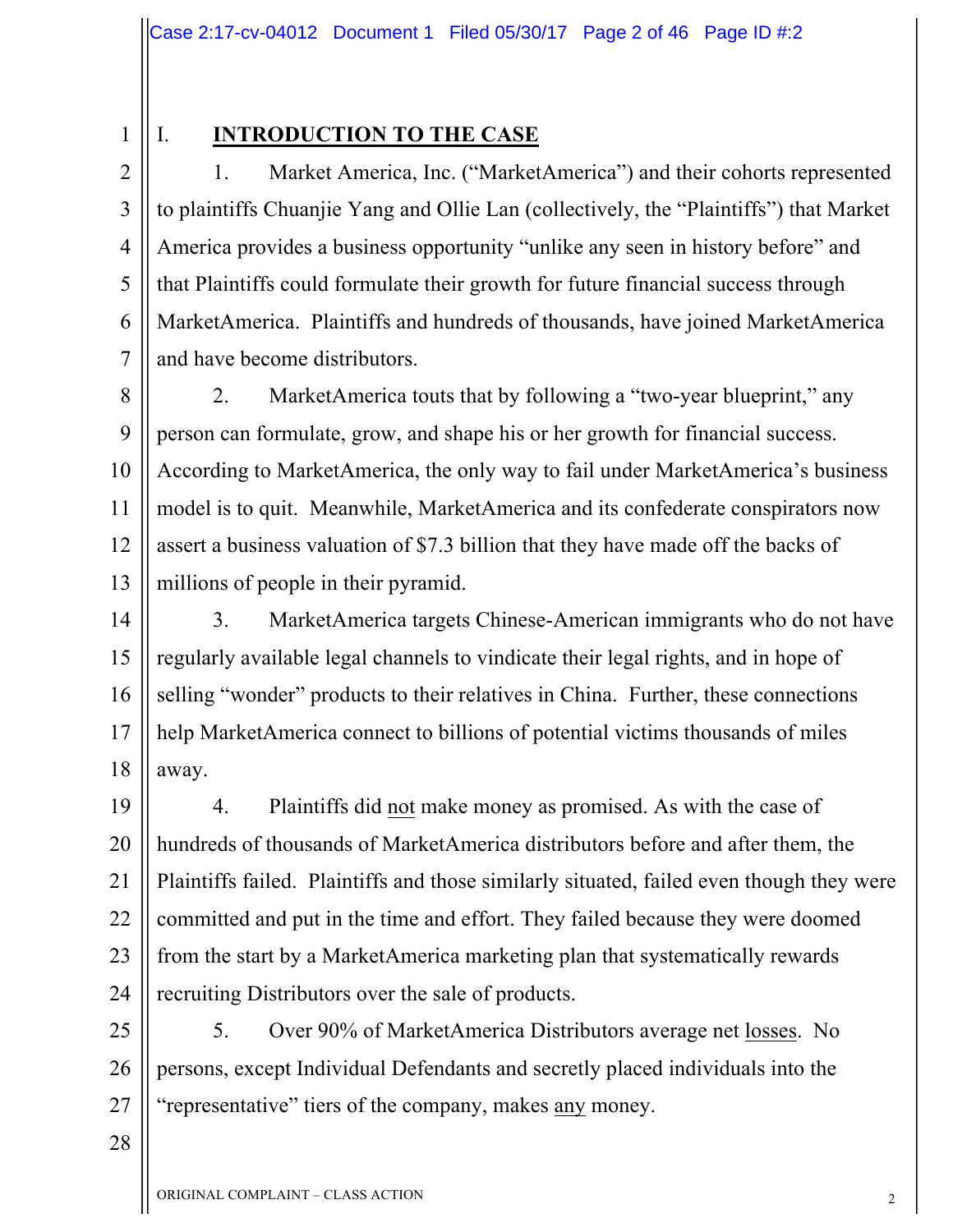# I. INTRODUCTION TO THE CASE

1. Market America, Inc. ("MarketAmerica") and their cohorts represented to plaintiffs Chuanjie Yang and Ollie Lan (collectively, the "Plaintiffs") that Market America provides a business opportunity "unlike any seen in history before" and that Plaintiffs could formulate their growth for future financial success through MarketAmerica. Plaintiffs and hundreds of thousands, have joined MarketAmerica and have become distributors.

2. MarketAmerica touts that by following a "two-year blueprint," any person can formulate, grow, and shape his or her growth for financial success. According to MarketAmerica, the only way to fail under MarketAmerica's business model is to quit. Meanwhile, MarketAmerica and its confederate conspirators now assert a business valuation of $7.3 billion that they have made off the backs of millions of people in their pyramid.

3. MarketAmerica targets Chinese-American immigrants who do not have regularly available legal channels to vindicate their legal rights, and in hope of selling "wonder" products to their relatives in China. Further, these connections help MarketAmerica connect to billions of potential victims thousands of miles away.

4. Plaintiffs did <u>not</u> make money as promised. As with the case of hundreds of thousands of MarketAmerica distributors before and after them, the Plaintiffs failed. Plaintiffs and those similarly situated, failed even though they were committed and put in the time and effort. They failed because they were doomed from the start by a MarketAmerica marketing plan that systematically rewards recruiting Distributors over the sale of products.

5. Over 90% of MarketAmerica Distributors average net <u>losses</u>. No persons, except Individual Defendants and secretly placed individuals into the "representative" tiers of the company, makes <u>any</u> money.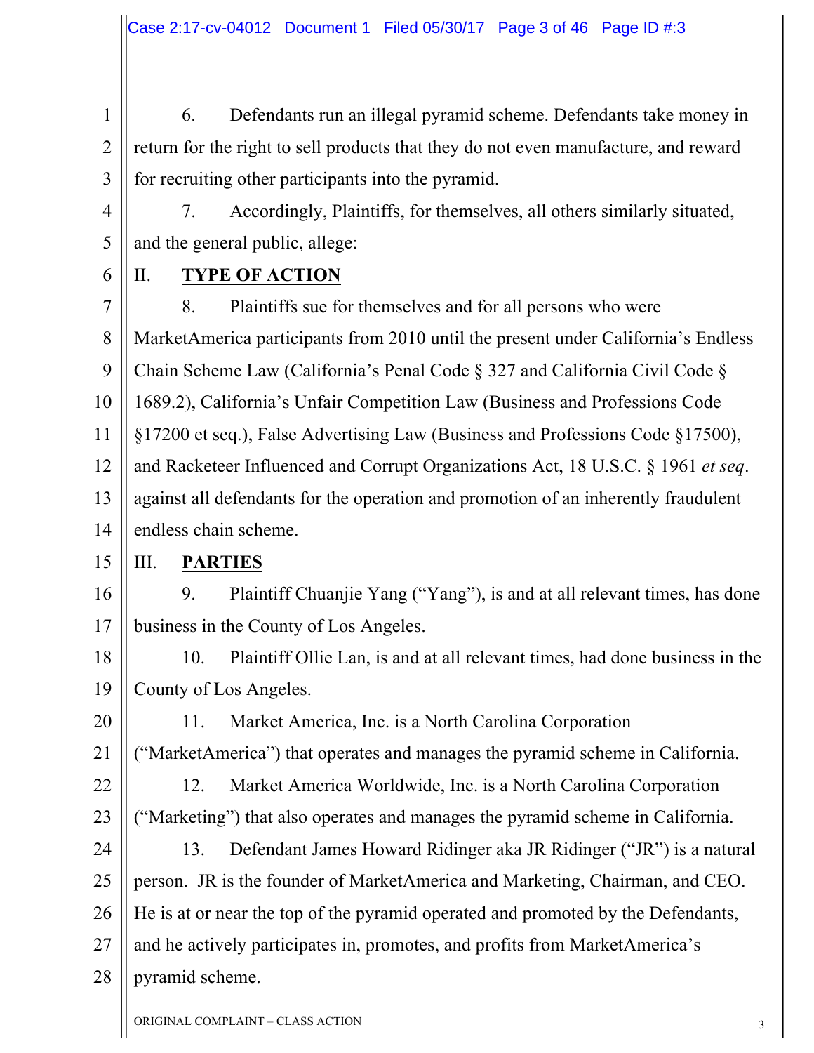6. Defendants run an illegal pyramid scheme. Defendants take money in return for the right to sell products that they do not even manufacture, and reward for recruiting other participants into the pyramid.

7. Accordingly, Plaintiffs, for themselves, all others similarly situated, and the general public, allege:

## II. **TYPE OF ACTION**

8. Plaintiffs sue for themselves and for all persons who were MarketAmerica participants from 2010 until the present under California's Endless Chain Scheme Law (California's Penal Code § 327 and California Civil Code § 1689.2), California's Unfair Competition Law (Business and Professions Code §17200 et seq.), False Advertising Law (Business and Professions Code §17500), and Racketeer Influenced and Corrupt Organizations Act, 18 U.S.C. § 1961 *et seq*. against all defendants for the operation and promotion of an inherently fraudulent endless chain scheme.

## III. **PARTIES**

9. Plaintiff Chuanjie Yang ("Yang"), is and at all relevant times, has done business in the County of Los Angeles.

10. Plaintiff Ollie Lan, is and at all relevant times, had done business in the County of Los Angeles.

11. Market America, Inc. is a North Carolina Corporation ("MarketAmerica") that operates and manages the pyramid scheme in California.

12. Market America Worldwide, Inc. is a North Carolina Corporation ("Marketing") that also operates and manages the pyramid scheme in California.

13. Defendant James Howard Ridinger aka JR Ridinger ("JR") is a natural person. JR is the founder of MarketAmerica and Marketing, Chairman, and CEO. He is at or near the top of the pyramid operated and promoted by the Defendants, and he actively participates in, promotes, and profits from MarketAmerica's pyramid scheme.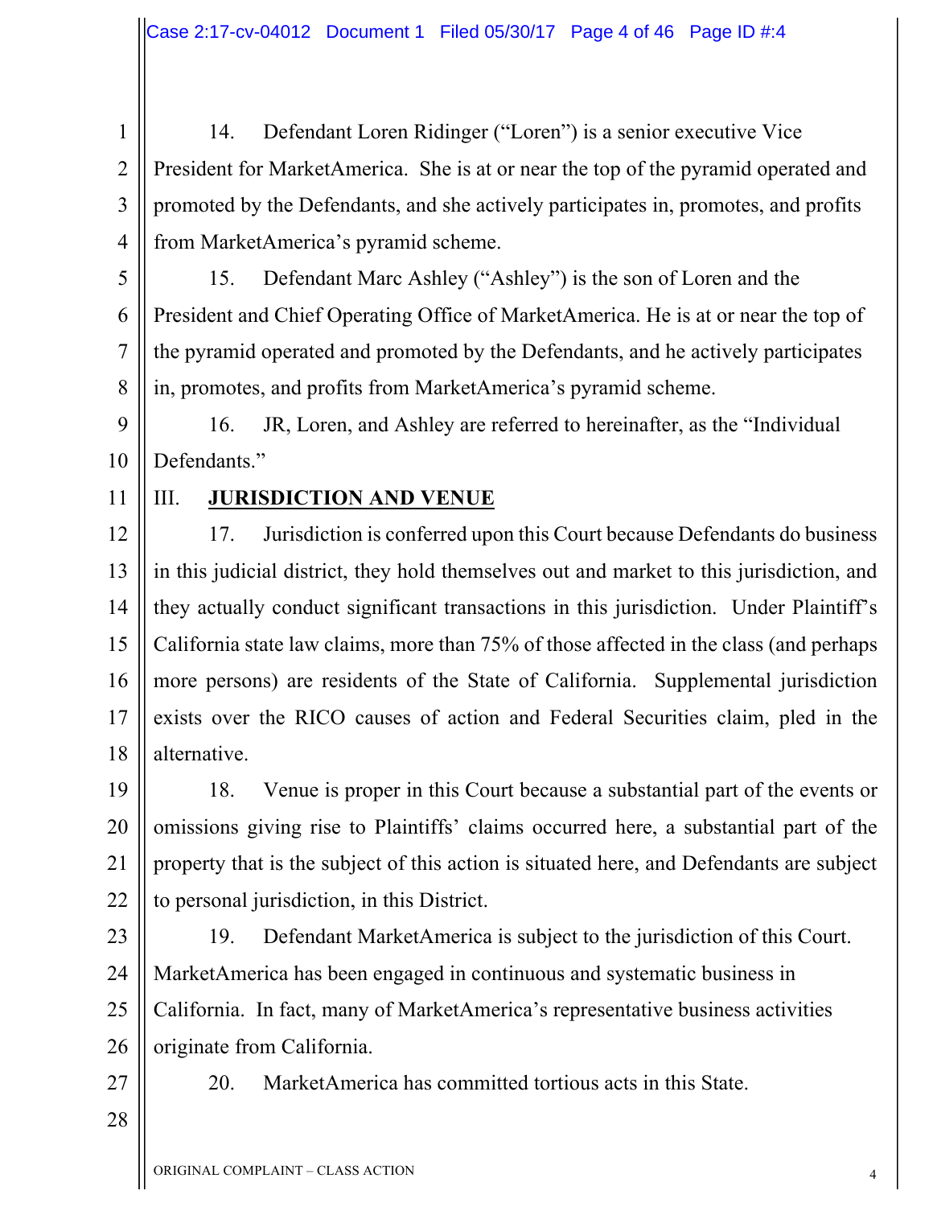14. Defendant Loren Ridinger ("Loren") is a senior executive Vice President for MarketAmerica. She is at or near the top of the pyramid operated and promoted by the Defendants, and she actively participates in, promotes, and profits from MarketAmerica's pyramid scheme.

15. Defendant Marc Ashley ("Ashley") is the son of Loren and the President and Chief Operating Office of MarketAmerica. He is at or near the top of the pyramid operated and promoted by the Defendants, and he actively participates in, promotes, and profits from MarketAmerica's pyramid scheme.

16. JR, Loren, and Ashley are referred to hereinafter, as the "Individual Defendants."

## III. **JURISDICTION AND VENUE**

17. Jurisdiction is conferred upon this Court because Defendants do business in this judicial district, they hold themselves out and market to this jurisdiction, and they actually conduct significant transactions in this jurisdiction. Under Plaintiff's California state law claims, more than 75% of those affected in the class (and perhaps more persons) are residents of the State of California. Supplemental jurisdiction exists over the RICO causes of action and Federal Securities claim, pled in the alternative.

18. Venue is proper in this Court because a substantial part of the events or omissions giving rise to Plaintiffs' claims occurred here, a substantial part of the property that is the subject of this action is situated here, and Defendants are subject to personal jurisdiction, in this District.

19. Defendant MarketAmerica is subject to the jurisdiction of this Court. MarketAmerica has been engaged in continuous and systematic business in California. In fact, many of MarketAmerica's representative business activities originate from California.

20. MarketAmerica has committed tortious acts in this State.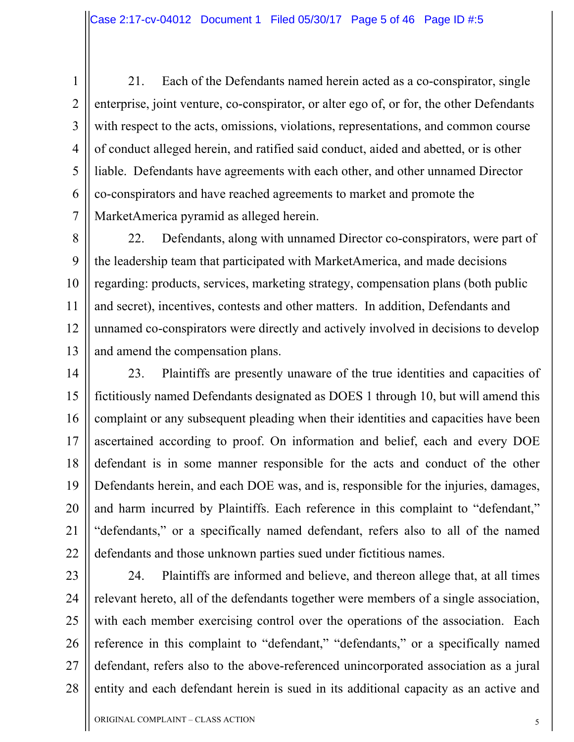21. Each of the Defendants named herein acted as a co-conspirator, single enterprise, joint venture, co-conspirator, or alter ego of, or for, the other Defendants with respect to the acts, omissions, violations, representations, and common course of conduct alleged herein, and ratified said conduct, aided and abetted, or is other liable. Defendants have agreements with each other, and other unnamed Director co-conspirators and have reached agreements to market and promote the MarketAmerica pyramid as alleged herein.

22. Defendants, along with unnamed Director co-conspirators, were part of the leadership team that participated with MarketAmerica, and made decisions regarding: products, services, marketing strategy, compensation plans (both public and secret), incentives, contests and other matters. In addition, Defendants and unnamed co-conspirators were directly and actively involved in decisions to develop and amend the compensation plans.

23. Plaintiffs are presently unaware of the true identities and capacities of fictitiously named Defendants designated as DOES 1 through 10, but will amend this complaint or any subsequent pleading when their identities and capacities have been ascertained according to proof. On information and belief, each and every DOE defendant is in some manner responsible for the acts and conduct of the other Defendants herein, and each DOE was, and is, responsible for the injuries, damages, and harm incurred by Plaintiffs. Each reference in this complaint to "defendant," "defendants," or a specifically named defendant, refers also to all of the named defendants and those unknown parties sued under fictitious names.

24. Plaintiffs are informed and believe, and thereon allege that, at all times relevant hereto, all of the defendants together were members of a single association, with each member exercising control over the operations of the association. Each reference in this complaint to "defendant," "defendants," or a specifically named defendant, refers also to the above-referenced unincorporated association as a jural entity and each defendant herein is sued in its additional capacity as an active and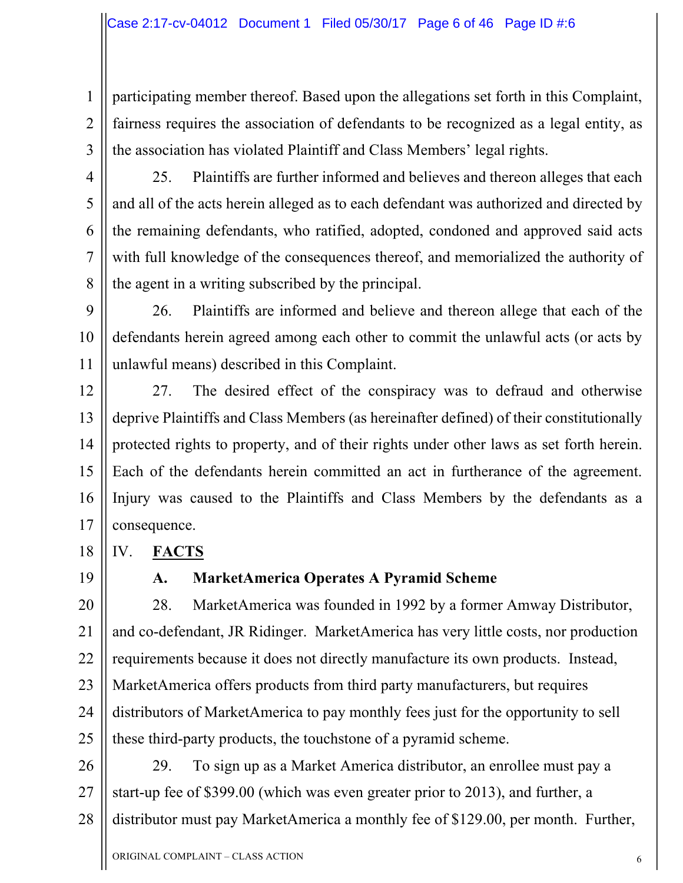participating member thereof. Based upon the allegations set forth in this Complaint, fairness requires the association of defendants to be recognized as a legal entity, as the association has violated Plaintiff and Class Members' legal rights.

25. Plaintiffs are further informed and believes and thereon alleges that each and all of the acts herein alleged as to each defendant was authorized and directed by the remaining defendants, who ratified, adopted, condoned and approved said acts with full knowledge of the consequences thereof, and memorialized the authority of the agent in a writing subscribed by the principal.

26. Plaintiffs are informed and believe and thereon allege that each of the defendants herein agreed among each other to commit the unlawful acts (or acts by unlawful means) described in this Complaint.

27. The desired effect of the conspiracy was to defraud and otherwise deprive Plaintiffs and Class Members (as hereinafter defined) of their constitutionally protected rights to property, and of their rights under other laws as set forth herein. Each of the defendants herein committed an act in furtherance of the agreement. Injury was caused to the Plaintiffs and Class Members by the defendants as a consequence.

## IV. FACTS

### A. MarketAmerica Operates A Pyramid Scheme

28. MarketAmerica was founded in 1992 by a former Amway Distributor, and co-defendant, JR Ridinger. MarketAmerica has very little costs, nor production requirements because it does not directly manufacture its own products. Instead, MarketAmerica offers products from third party manufacturers, but requires distributors of MarketAmerica to pay monthly fees just for the opportunity to sell these third-party products, the touchstone of a pyramid scheme.

29. To sign up as a Market America distributor, an enrollee must pay a start-up fee of $399.00 (which was even greater prior to 2013), and further, a distributor must pay MarketAmerica a monthly fee of $129.00, per month. Further,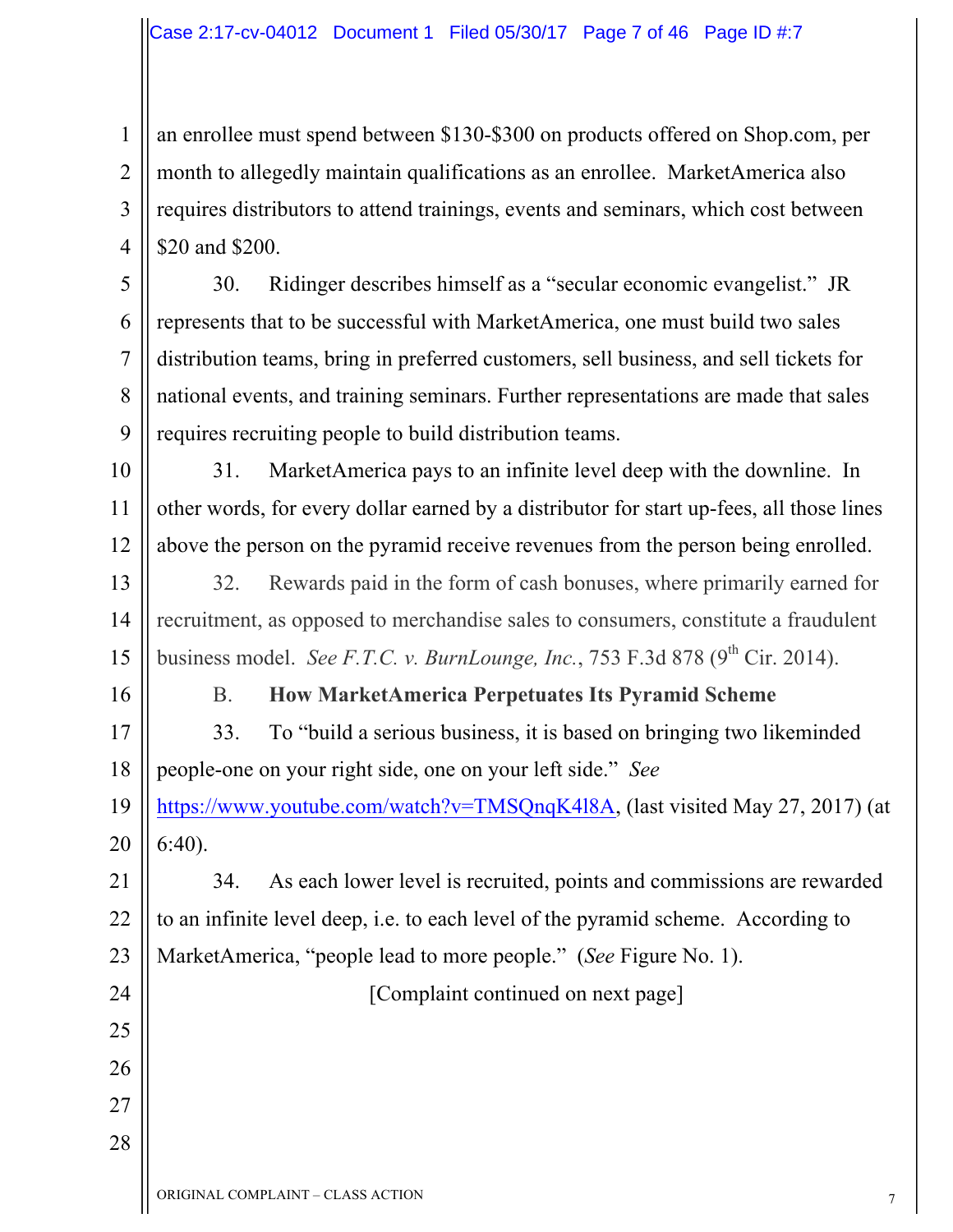an enrollee must spend between $130-$300 on products offered on Shop.com, per month to allegedly maintain qualifications as an enrollee. MarketAmerica also requires distributors to attend trainings, events and seminars, which cost between $20 and $200.

30. Ridinger describes himself as a "secular economic evangelist." JR represents that to be successful with MarketAmerica, one must build two sales distribution teams, bring in preferred customers, sell business, and sell tickets for national events, and training seminars. Further representations are made that sales requires recruiting people to build distribution teams.

31. MarketAmerica pays to an infinite level deep with the downline. In other words, for every dollar earned by a distributor for start up-fees, all those lines above the person on the pyramid receive revenues from the person being enrolled.

32. Rewards paid in the form of cash bonuses, where primarily earned for recruitment, as opposed to merchandise sales to consumers, constitute a fraudulent business model. *See F.T.C. v. BurnLounge, Inc.*, 753 F.3d 878 (9th Cir. 2014).

### B. **How MarketAmerica Perpetuates Its Pyramid Scheme**

33. To "build a serious business, it is based on bringing two likeminded people-one on your right side, one on your left side." *See* https://www.youtube.com/watch?v=TMSQnqK4l8A, (last visited May 27, 2017) (at 6:40).

34. As each lower level is recruited, points and commissions are rewarded to an infinite level deep, i.e. to each level of the pyramid scheme. According to MarketAmerica, "people lead to more people." (*See* Figure No. 1).

[Complaint continued on next page]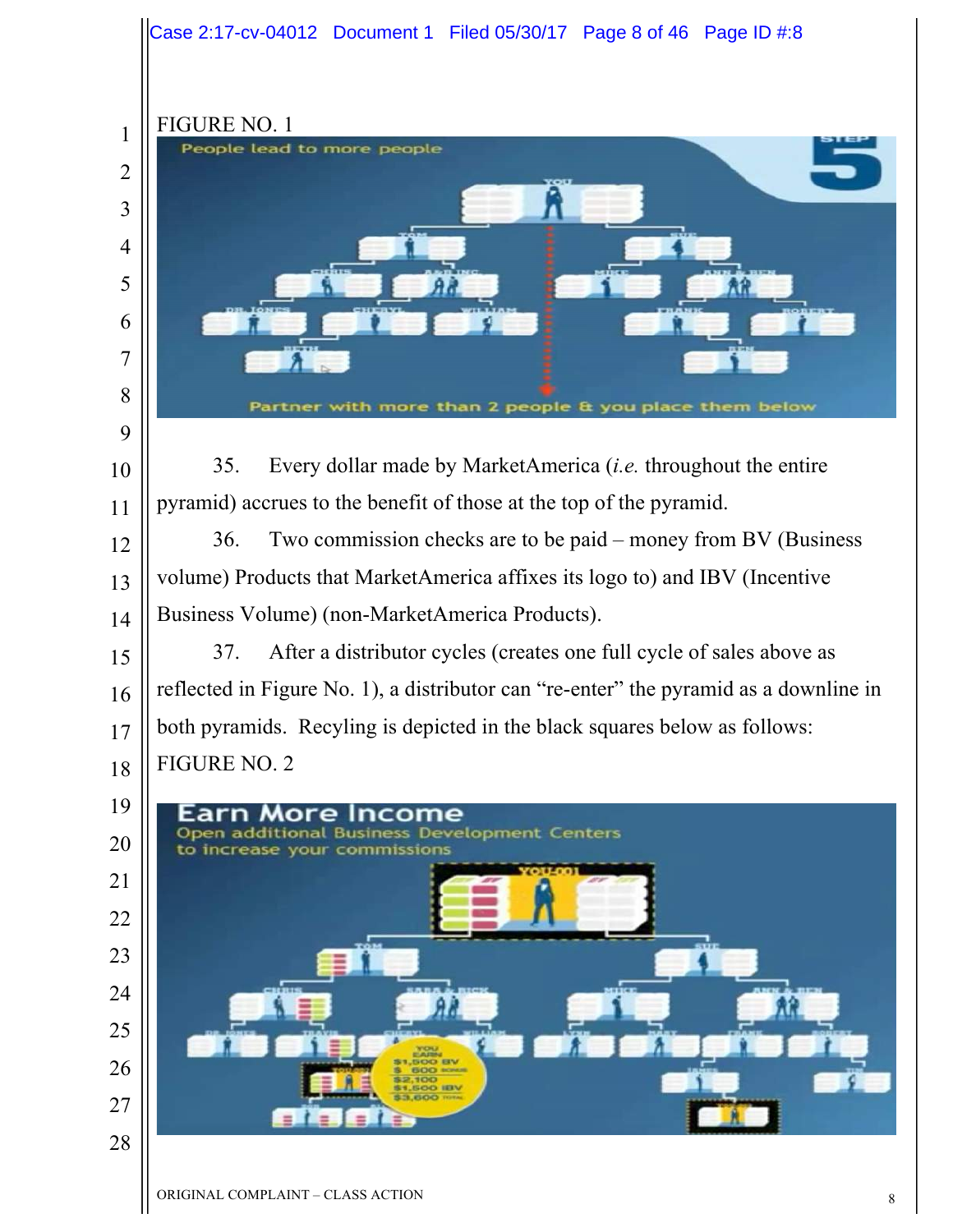FIGURE NO. 1

35. Every dollar made by MarketAmerica (*i.e.* throughout the entire pyramid) accrues to the benefit of those at the top of the pyramid.

36. Two commission checks are to be paid – money from BV (Business volume) Products that MarketAmerica affixes its logo to) and IBV (Incentive Business Volume) (non-MarketAmerica Products).

37. After a distributor cycles (creates one full cycle of sales above as reflected in Figure No. 1), a distributor can "re-enter" the pyramid as a downline in both pyramids. Recyling is depicted in the black squares below as follows:

FIGURE NO. 2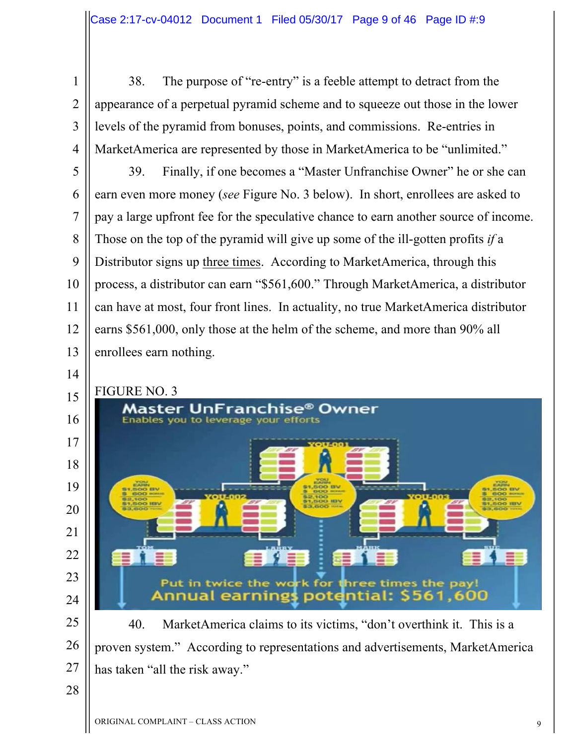38. The purpose of "re-entry" is a feeble attempt to detract from the appearance of a perpetual pyramid scheme and to squeeze out those in the lower levels of the pyramid from bonuses, points, and commissions. Re-entries in MarketAmerica are represented by those in MarketAmerica to be "unlimited."

39. Finally, if one becomes a "Master Unfranchise Owner" he or she can earn even more money (*see* Figure No. 3 below). In short, enrollees are asked to pay a large upfront fee for the speculative chance to earn another source of income. Those on the top of the pyramid will give up some of the ill-gotten profits *if* a Distributor signs up three times. According to MarketAmerica, through this process, a distributor can earn "$561,600." Through MarketAmerica, a distributor can have at most, four front lines. In actuality, no true MarketAmerica distributor earns $561,000, only those at the helm of the scheme, and more than 90% all enrollees earn nothing.

FIGURE NO. 3

40. MarketAmerica claims to its victims, "don't overthink it. This is a proven system." According to representations and advertisements, MarketAmerica has taken "all the risk away."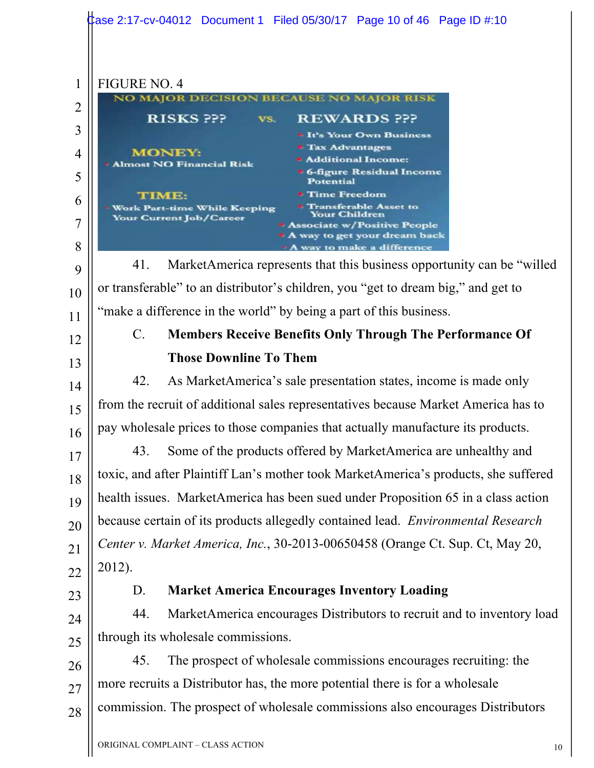FIGURE NO. 4

NO MAJOR DECISION BECAUSE NO MAJOR RISK

| RISKS ??? | vs. | REWARDS ??? |
|---|---|---|
| **MONEY:** | | • It's Your Own Business |
| • Almost NO Financial Risk | | • Tax Advantages |
| | | • Additional Income: |
| | | • 6-figure Residual Income Potential |
| **TIME:** | | • Time Freedom |
| • Work Part-time While Keeping Your Current Job/Career | | • Transferable Asset to Your Children |
| | | • Associate w/Positive People |
| | | • A way to get your dream back |
| | | • A way to make a difference |

41. MarketAmerica represents that this business opportunity can be "willed or transferable" to an distributor's children, you "get to dream big," and get to "make a difference in the world" by being a part of this business.

C. **Members Receive Benefits Only Through The Performance Of Those Downline To Them**

42. As MarketAmerica's sale presentation states, income is made only from the recruit of additional sales representatives because Market America has to pay wholesale prices to those companies that actually manufacture its products.

43. Some of the products offered by MarketAmerica are unhealthy and toxic, and after Plaintiff Lan's mother took MarketAmerica's products, she suffered health issues. MarketAmerica has been sued under Proposition 65 in a class action because certain of its products allegedly contained lead. *Environmental Research Center v. Market America, Inc.*, 30-2013-00650458 (Orange Ct. Sup. Ct, May 20, 2012).

D. **Market America Encourages Inventory Loading**

44. MarketAmerica encourages Distributors to recruit and to inventory load through its wholesale commissions.

45. The prospect of wholesale commissions encourages recruiting: the more recruits a Distributor has, the more potential there is for a wholesale commission. The prospect of wholesale commissions also encourages Distributors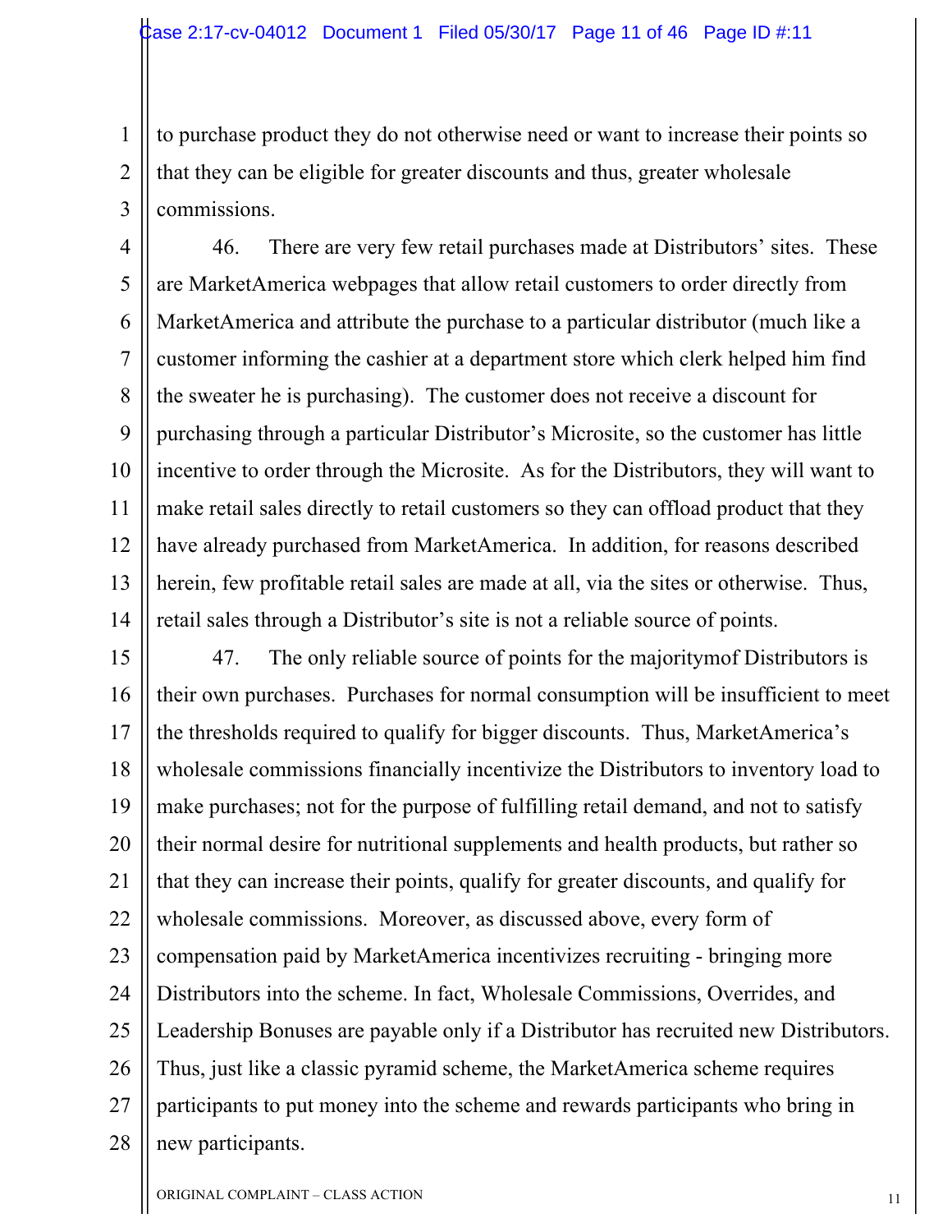to purchase product they do not otherwise need or want to increase their points so that they can be eligible for greater discounts and thus, greater wholesale commissions.

46. There are very few retail purchases made at Distributors' sites. These are MarketAmerica webpages that allow retail customers to order directly from MarketAmerica and attribute the purchase to a particular distributor (much like a customer informing the cashier at a department store which clerk helped him find the sweater he is purchasing). The customer does not receive a discount for purchasing through a particular Distributor's Microsite, so the customer has little incentive to order through the Microsite. As for the Distributors, they will want to make retail sales directly to retail customers so they can offload product that they have already purchased from MarketAmerica. In addition, for reasons described herein, few profitable retail sales are made at all, via the sites or otherwise. Thus, retail sales through a Distributor's site is not a reliable source of points.

47. The only reliable source of points for the majoritymof Distributors is their own purchases. Purchases for normal consumption will be insufficient to meet the thresholds required to qualify for bigger discounts. Thus, MarketAmerica's wholesale commissions financially incentivize the Distributors to inventory load to make purchases; not for the purpose of fulfilling retail demand, and not to satisfy their normal desire for nutritional supplements and health products, but rather so that they can increase their points, qualify for greater discounts, and qualify for wholesale commissions. Moreover, as discussed above, every form of compensation paid by MarketAmerica incentivizes recruiting - bringing more Distributors into the scheme. In fact, Wholesale Commissions, Overrides, and Leadership Bonuses are payable only if a Distributor has recruited new Distributors. Thus, just like a classic pyramid scheme, the MarketAmerica scheme requires participants to put money into the scheme and rewards participants who bring in new participants.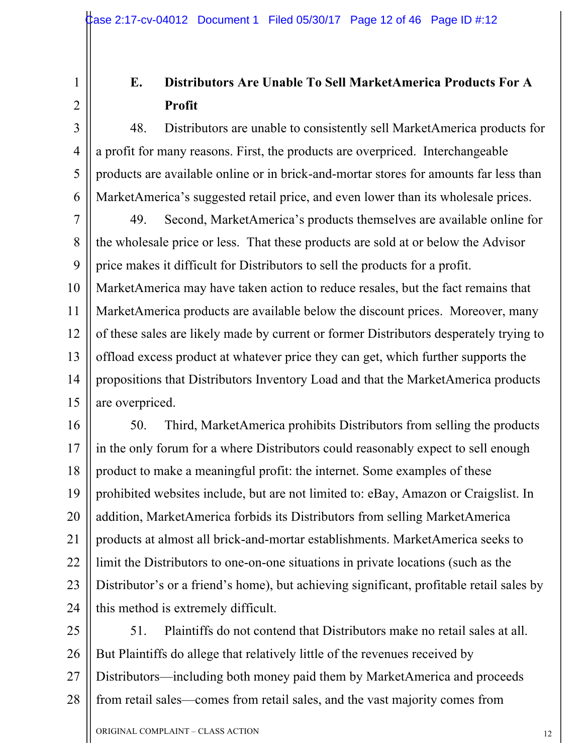### E. Distributors Are Unable To Sell MarketAmerica Products For A Profit

48. Distributors are unable to consistently sell MarketAmerica products for a profit for many reasons. First, the products are overpriced. Interchangeable products are available online or in brick-and-mortar stores for amounts far less than MarketAmerica's suggested retail price, and even lower than its wholesale prices.

49. Second, MarketAmerica's products themselves are available online for the wholesale price or less. That these products are sold at or below the Advisor price makes it difficult for Distributors to sell the products for a profit. MarketAmerica may have taken action to reduce resales, but the fact remains that MarketAmerica products are available below the discount prices. Moreover, many of these sales are likely made by current or former Distributors desperately trying to offload excess product at whatever price they can get, which further supports the propositions that Distributors Inventory Load and that the MarketAmerica products are overpriced.

50. Third, MarketAmerica prohibits Distributors from selling the products in the only forum for a where Distributors could reasonably expect to sell enough product to make a meaningful profit: the internet. Some examples of these prohibited websites include, but are not limited to: eBay, Amazon or Craigslist. In addition, MarketAmerica forbids its Distributors from selling MarketAmerica products at almost all brick-and-mortar establishments. MarketAmerica seeks to limit the Distributors to one-on-one situations in private locations (such as the Distributor's or a friend's home), but achieving significant, profitable retail sales by this method is extremely difficult.

51. Plaintiffs do not contend that Distributors make no retail sales at all. But Plaintiffs do allege that relatively little of the revenues received by Distributors—including both money paid them by MarketAmerica and proceeds from retail sales—comes from retail sales, and the vast majority comes from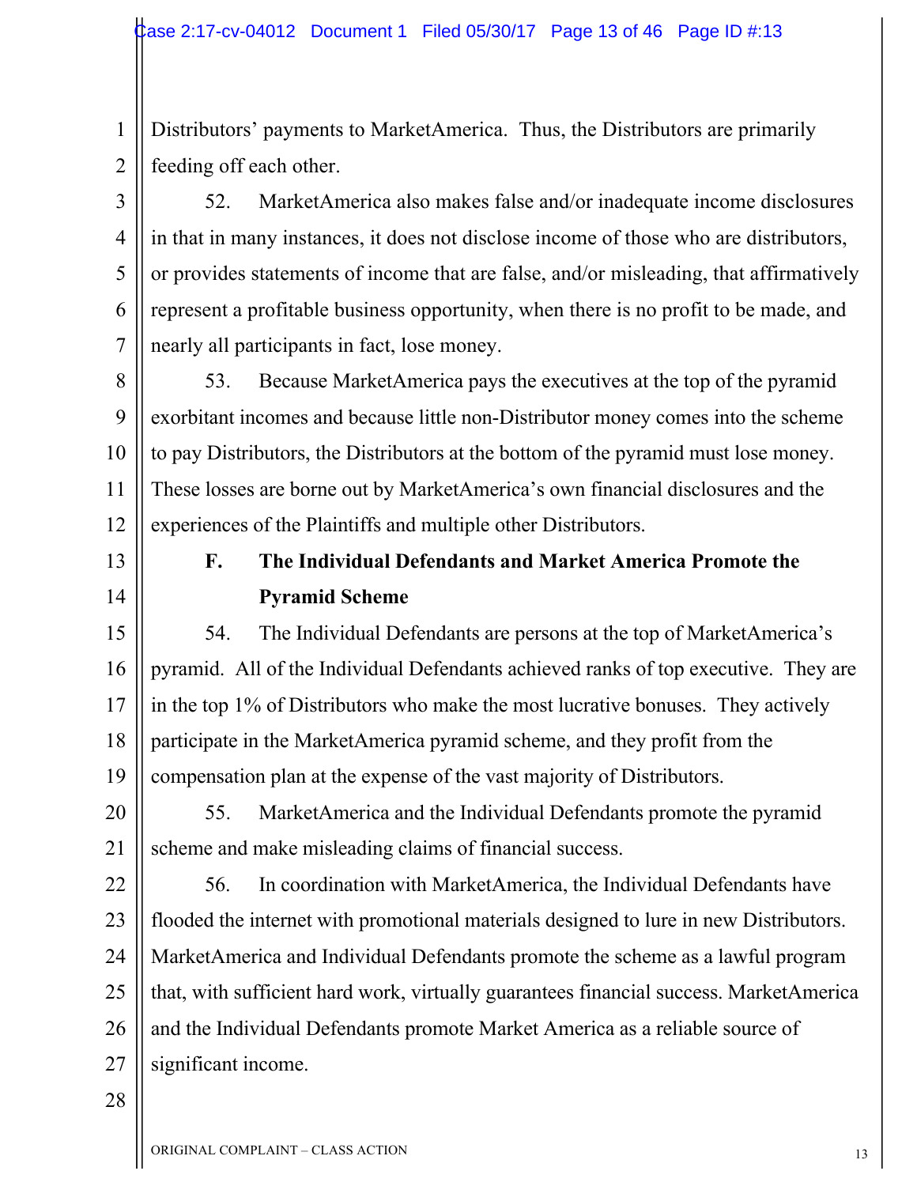Distributors' payments to MarketAmerica. Thus, the Distributors are primarily feeding off each other.

52. MarketAmerica also makes false and/or inadequate income disclosures in that in many instances, it does not disclose income of those who are distributors, or provides statements of income that are false, and/or misleading, that affirmatively represent a profitable business opportunity, when there is no profit to be made, and nearly all participants in fact, lose money.

53. Because MarketAmerica pays the executives at the top of the pyramid exorbitant incomes and because little non-Distributor money comes into the scheme to pay Distributors, the Distributors at the bottom of the pyramid must lose money. These losses are borne out by MarketAmerica's own financial disclosures and the experiences of the Plaintiffs and multiple other Distributors.

### F. The Individual Defendants and Market America Promote the Pyramid Scheme

54. The Individual Defendants are persons at the top of MarketAmerica's pyramid. All of the Individual Defendants achieved ranks of top executive. They are in the top 1% of Distributors who make the most lucrative bonuses. They actively participate in the MarketAmerica pyramid scheme, and they profit from the compensation plan at the expense of the vast majority of Distributors.

55. MarketAmerica and the Individual Defendants promote the pyramid scheme and make misleading claims of financial success.

56. In coordination with MarketAmerica, the Individual Defendants have flooded the internet with promotional materials designed to lure in new Distributors. MarketAmerica and Individual Defendants promote the scheme as a lawful program that, with sufficient hard work, virtually guarantees financial success. MarketAmerica and the Individual Defendants promote Market America as a reliable source of significant income.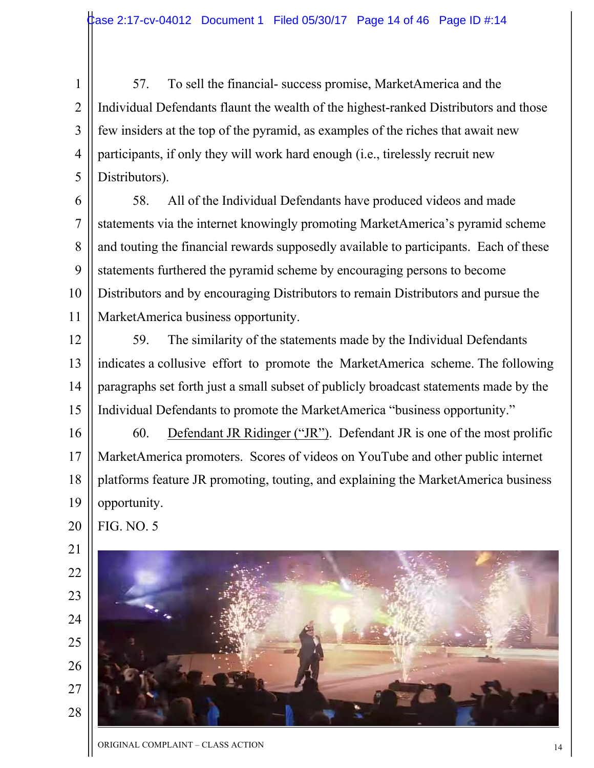57. To sell the financial- success promise, MarketAmerica and the Individual Defendants flaunt the wealth of the highest-ranked Distributors and those few insiders at the top of the pyramid, as examples of the riches that await new participants, if only they will work hard enough (i.e., tirelessly recruit new Distributors).

58. All of the Individual Defendants have produced videos and made statements via the internet knowingly promoting MarketAmerica's pyramid scheme and touting the financial rewards supposedly available to participants. Each of these statements furthered the pyramid scheme by encouraging persons to become Distributors and by encouraging Distributors to remain Distributors and pursue the MarketAmerica business opportunity.

59. The similarity of the statements made by the Individual Defendants indicates a collusive effort to promote the MarketAmerica scheme. The following paragraphs set forth just a small subset of publicly broadcast statements made by the Individual Defendants to promote the MarketAmerica "business opportunity."

60. Defendant JR Ridinger ("JR"). Defendant JR is one of the most prolific MarketAmerica promoters. Scores of videos on YouTube and other public internet platforms feature JR promoting, touting, and explaining the MarketAmerica business opportunity.

FIG. NO. 5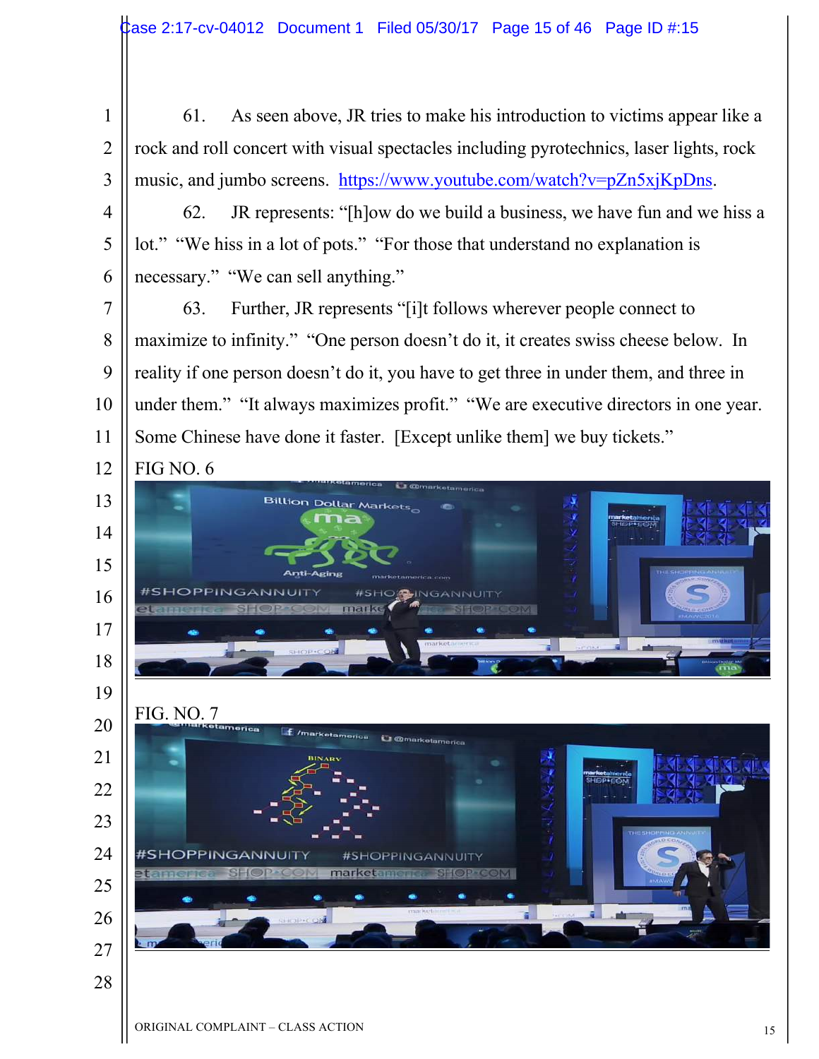61. As seen above, JR tries to make his introduction to victims appear like a rock and roll concert with visual spectacles including pyrotechnics, laser lights, rock music, and jumbo screens. https://www.youtube.com/watch?v=pZn5xjKpDns.

62. JR represents: "[h]ow do we build a business, we have fun and we hiss a lot." "We hiss in a lot of pots." "For those that understand no explanation is necessary." "We can sell anything."

63. Further, JR represents "[i]t follows wherever people connect to maximize to infinity." "One person doesn't do it, it creates swiss cheese below. In reality if one person doesn't do it, you have to get three in under them, and three in under them." "It always maximizes profit." "We are executive directors in one year. Some Chinese have done it faster. [Except unlike them] we buy tickets."

FIG NO. 6

FIG. NO. 7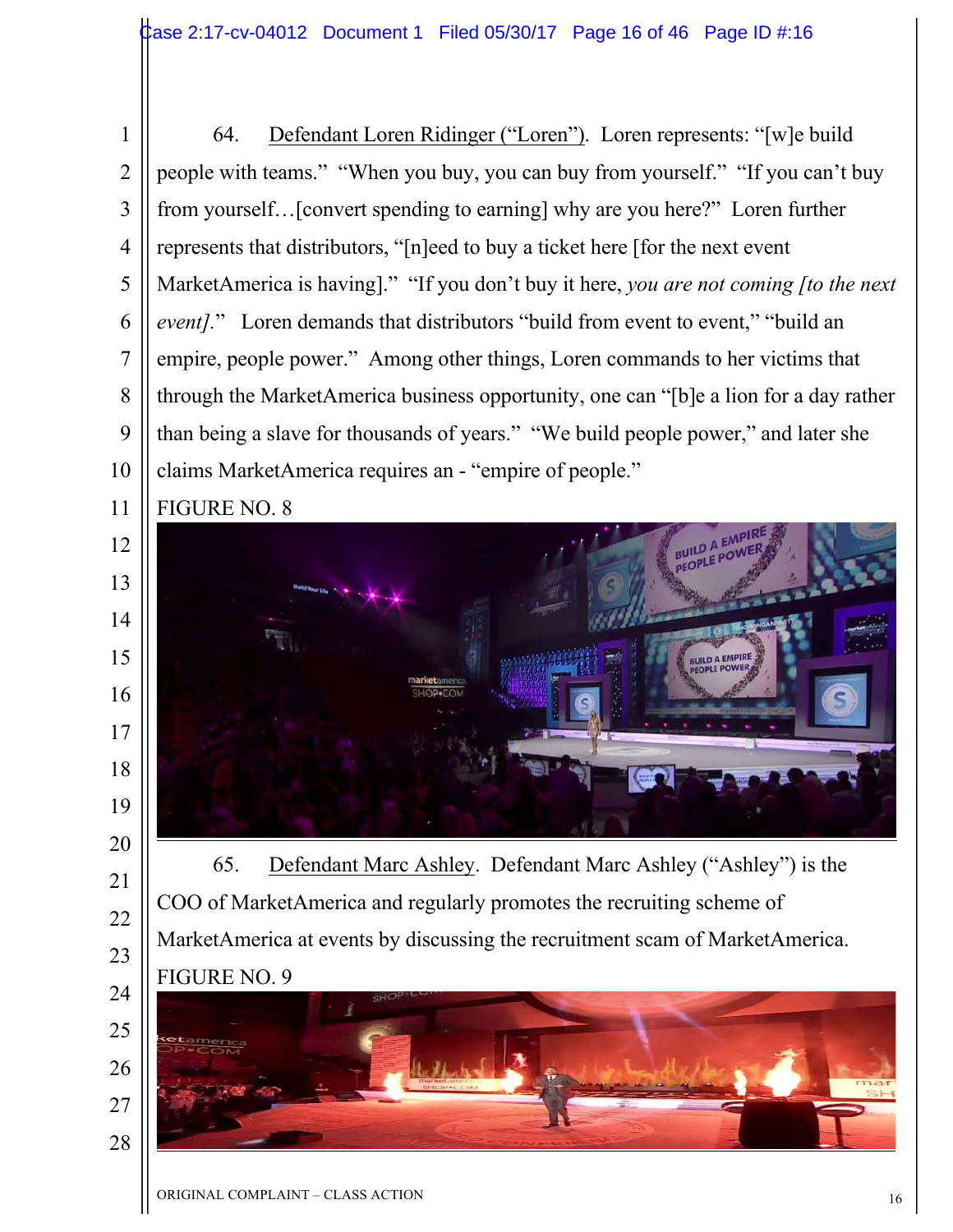64. Defendant Loren Ridinger ("Loren"). Loren represents: "[w]e build people with teams." "When you buy, you can buy from yourself." "If you can't buy from yourself…[convert spending to earning] why are you here?" Loren further represents that distributors, "[n]eed to buy a ticket here [for the next event MarketAmerica is having]." "If you don't buy it here, *you are not coming [to the next event]*." Loren demands that distributors "build from event to event," "build an empire, people power." Among other things, Loren commands to her victims that through the MarketAmerica business opportunity, one can "[b]e a lion for a day rather than being a slave for thousands of years." "We build people power," and later she claims MarketAmerica requires an - "empire of people."

FIGURE NO. 8

65. Defendant Marc Ashley. Defendant Marc Ashley ("Ashley") is the COO of MarketAmerica and regularly promotes the recruiting scheme of MarketAmerica at events by discussing the recruitment scam of MarketAmerica.

FIGURE NO. 9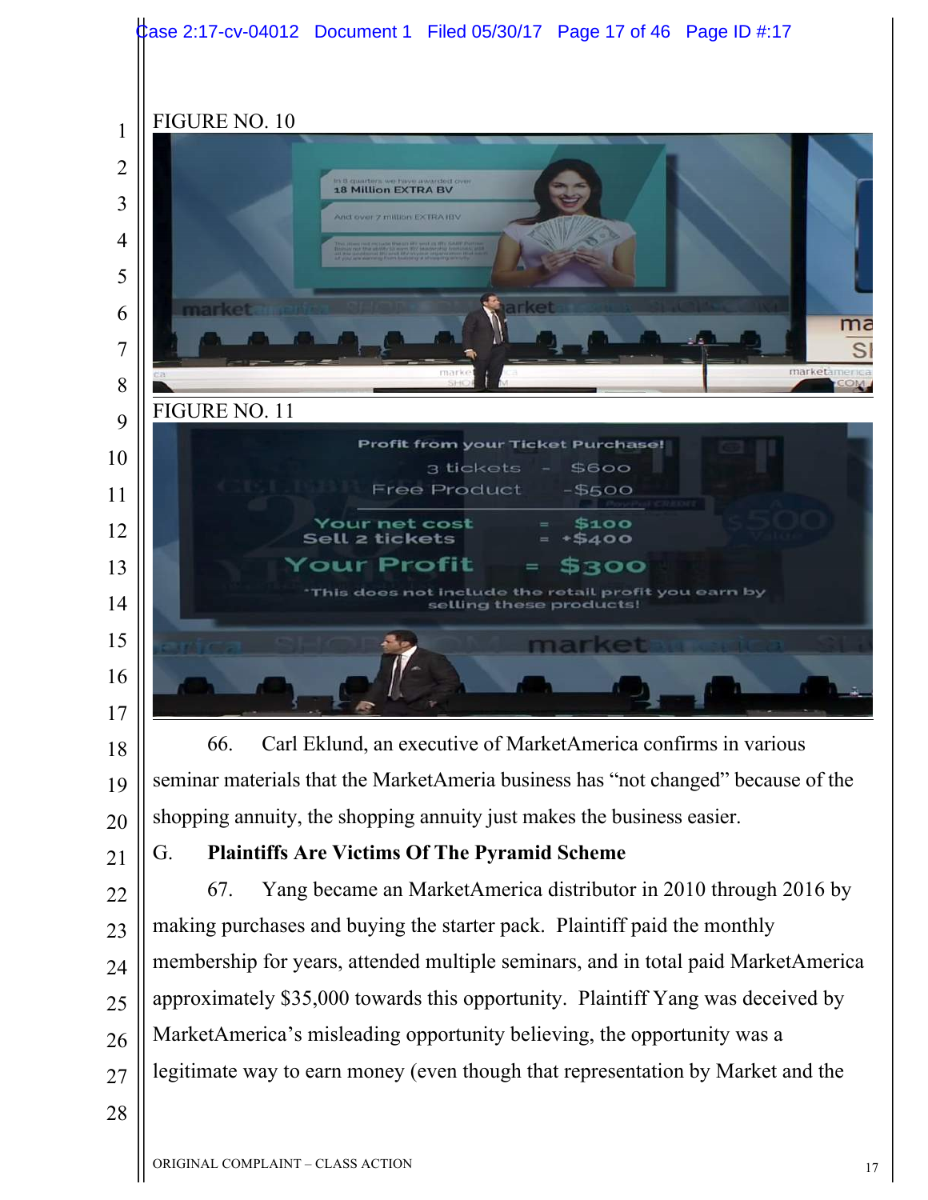FIGURE NO. 10

FIGURE NO. 11

66. Carl Eklund, an executive of MarketAmerica confirms in various seminar materials that the MarketAmeria business has "not changed" because of the shopping annuity, the shopping annuity just makes the business easier.

## G. Plaintiffs Are Victims Of The Pyramid Scheme

67. Yang became an MarketAmerica distributor in 2010 through 2016 by making purchases and buying the starter pack. Plaintiff paid the monthly membership for years, attended multiple seminars, and in total paid MarketAmerica approximately $35,000 towards this opportunity. Plaintiff Yang was deceived by MarketAmerica's misleading opportunity believing, the opportunity was a legitimate way to earn money (even though that representation by Market and the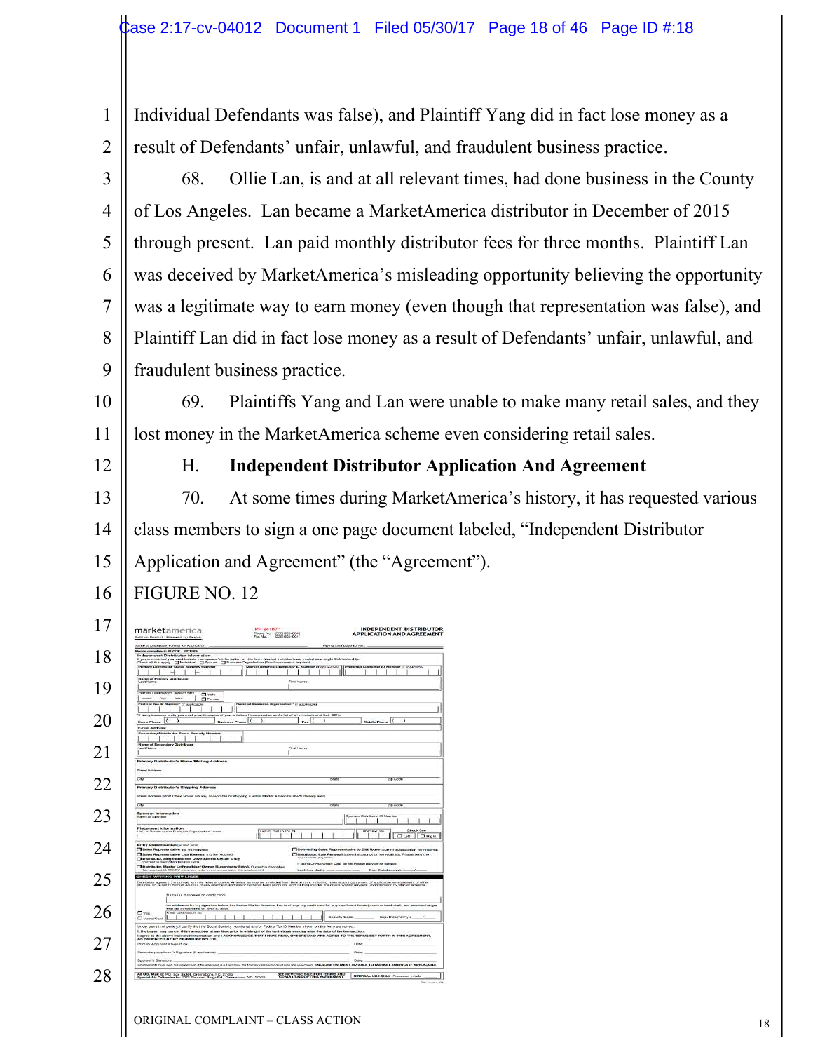Individual Defendants was false), and Plaintiff Yang did in fact lose money as a result of Defendants' unfair, unlawful, and fraudulent business practice.

68. Ollie Lan, is and at all relevant times, had done business in the County of Los Angeles. Lan became a MarketAmerica distributor in December of 2015 through present. Lan paid monthly distributor fees for three months. Plaintiff Lan was deceived by MarketAmerica's misleading opportunity believing the opportunity was a legitimate way to earn money (even though that representation was false), and Plaintiff Lan did in fact lose money as a result of Defendants' unfair, unlawful, and fraudulent business practice.

69. Plaintiffs Yang and Lan were unable to make many retail sales, and they lost money in the MarketAmerica scheme even considering retail sales.

H. **Independent Distributor Application And Agreement**

70. At some times during MarketAmerica's history, it has requested various class members to sign a one page document labeled, "Independent Distributor Application and Agreement" (the "Agreement").

FIGURE NO. 12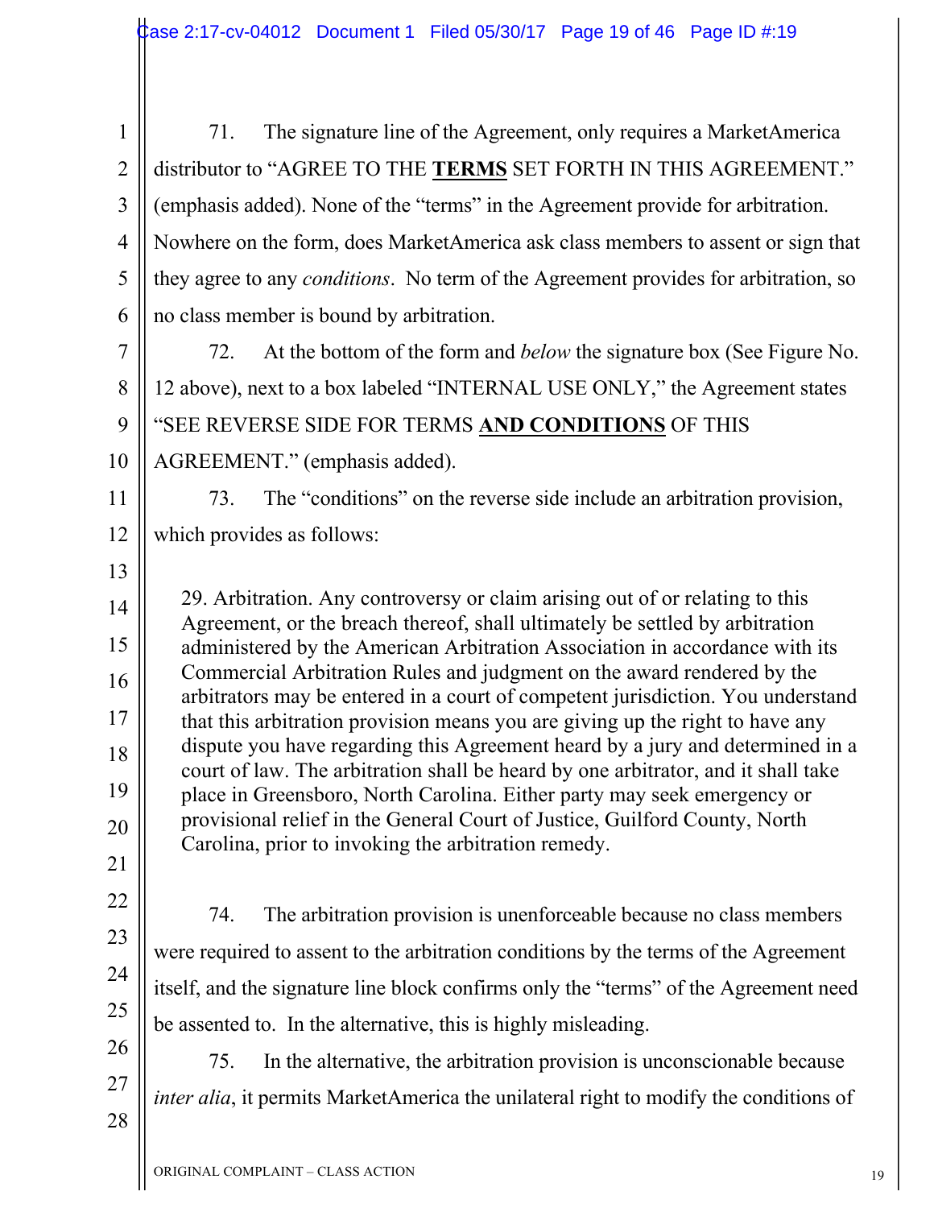71. The signature line of the Agreement, only requires a MarketAmerica distributor to "AGREE TO THE **TERMS** SET FORTH IN THIS AGREEMENT." (emphasis added). None of the "terms" in the Agreement provide for arbitration. Nowhere on the form, does MarketAmerica ask class members to assent or sign that they agree to any *conditions*. No term of the Agreement provides for arbitration, so no class member is bound by arbitration.

72. At the bottom of the form and *below* the signature box (See Figure No. 12 above), next to a box labeled "INTERNAL USE ONLY," the Agreement states "SEE REVERSE SIDE FOR TERMS **AND CONDITIONS** OF THIS AGREEMENT." (emphasis added).

73. The "conditions" on the reverse side include an arbitration provision, which provides as follows:

> 29. Arbitration. Any controversy or claim arising out of or relating to this Agreement, or the breach thereof, shall ultimately be settled by arbitration administered by the American Arbitration Association in accordance with its Commercial Arbitration Rules and judgment on the award rendered by the arbitrators may be entered in a court of competent jurisdiction. You understand that this arbitration provision means you are giving up the right to have any dispute you have regarding this Agreement heard by a jury and determined in a court of law. The arbitration shall be heard by one arbitrator, and it shall take place in Greensboro, North Carolina. Either party may seek emergency or provisional relief in the General Court of Justice, Guilford County, North Carolina, prior to invoking the arbitration remedy.

74. The arbitration provision is unenforceable because no class members were required to assent to the arbitration conditions by the terms of the Agreement itself, and the signature line block confirms only the "terms" of the Agreement need be assented to. In the alternative, this is highly misleading.

75. In the alternative, the arbitration provision is unconscionable because *inter alia*, it permits MarketAmerica the unilateral right to modify the conditions of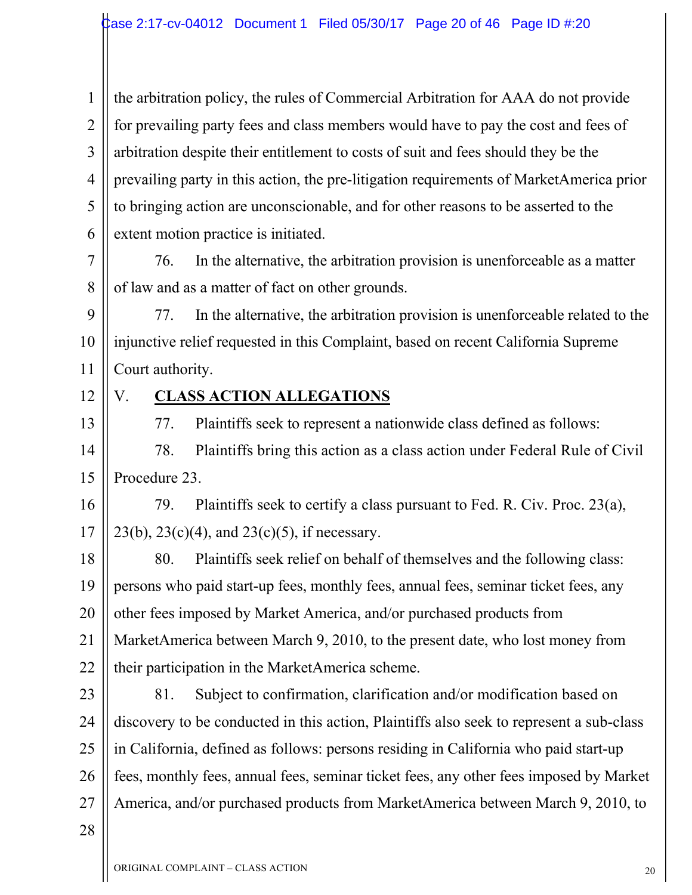the arbitration policy, the rules of Commercial Arbitration for AAA do not provide for prevailing party fees and class members would have to pay the cost and fees of arbitration despite their entitlement to costs of suit and fees should they be the prevailing party in this action, the pre-litigation requirements of MarketAmerica prior to bringing action are unconscionable, and for other reasons to be asserted to the extent motion practice is initiated.

76. In the alternative, the arbitration provision is unenforceable as a matter of law and as a matter of fact on other grounds.

77. In the alternative, the arbitration provision is unenforceable related to the injunctive relief requested in this Complaint, based on recent California Supreme Court authority.

## V. CLASS ACTION ALLEGATIONS

77. Plaintiffs seek to represent a nationwide class defined as follows:

78. Plaintiffs bring this action as a class action under Federal Rule of Civil Procedure 23.

79. Plaintiffs seek to certify a class pursuant to Fed. R. Civ. Proc. 23(a), 23(b), 23(c)(4), and 23(c)(5), if necessary.

80. Plaintiffs seek relief on behalf of themselves and the following class: persons who paid start-up fees, monthly fees, annual fees, seminar ticket fees, any other fees imposed by Market America, and/or purchased products from MarketAmerica between March 9, 2010, to the present date, who lost money from their participation in the MarketAmerica scheme.

81. Subject to confirmation, clarification and/or modification based on discovery to be conducted in this action, Plaintiffs also seek to represent a sub-class in California, defined as follows: persons residing in California who paid start-up fees, monthly fees, annual fees, seminar ticket fees, any other fees imposed by Market America, and/or purchased products from MarketAmerica between March 9, 2010, to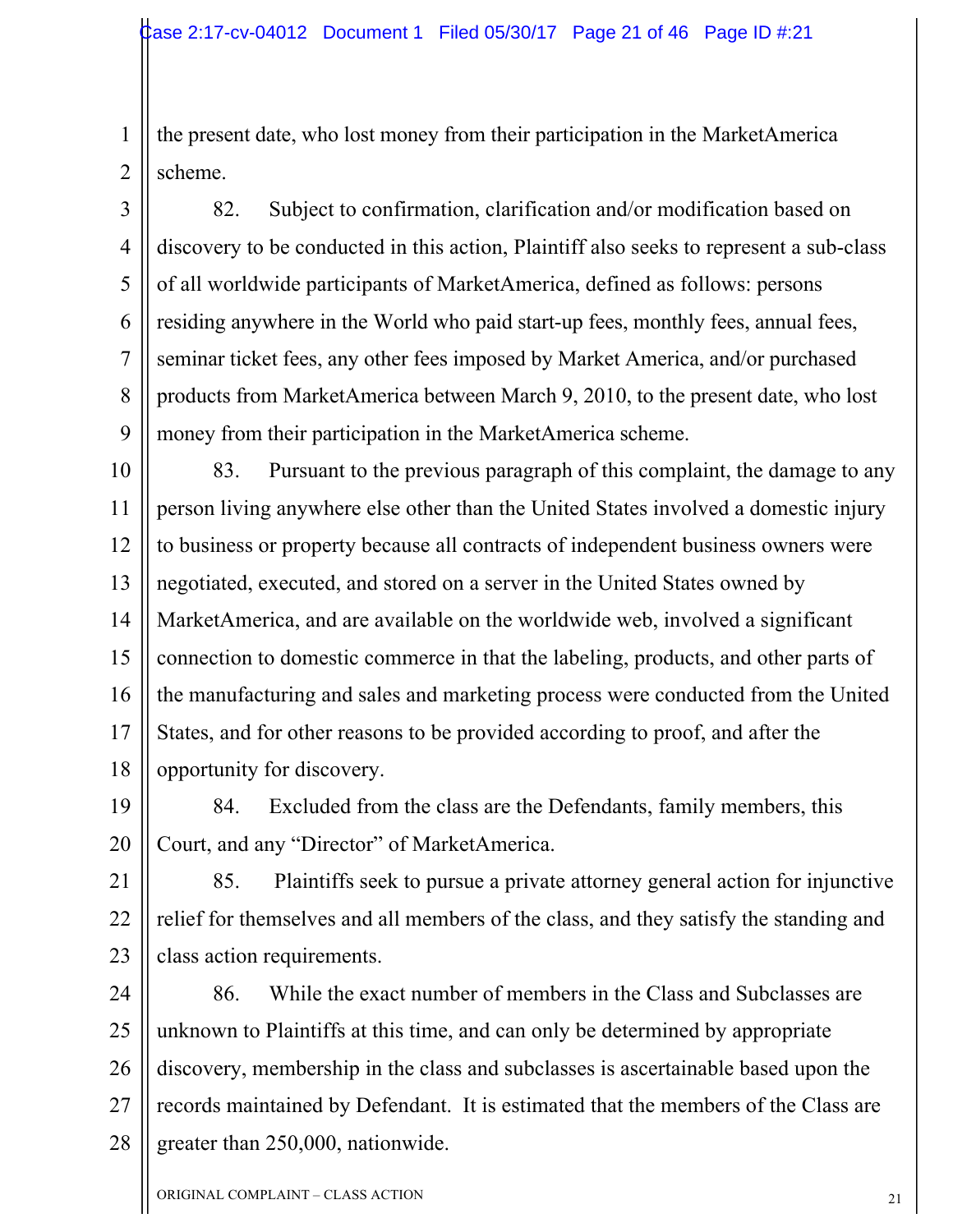the present date, who lost money from their participation in the MarketAmerica scheme.

82. Subject to confirmation, clarification and/or modification based on discovery to be conducted in this action, Plaintiff also seeks to represent a sub-class of all worldwide participants of MarketAmerica, defined as follows: persons residing anywhere in the World who paid start-up fees, monthly fees, annual fees, seminar ticket fees, any other fees imposed by Market America, and/or purchased products from MarketAmerica between March 9, 2010, to the present date, who lost money from their participation in the MarketAmerica scheme.

83. Pursuant to the previous paragraph of this complaint, the damage to any person living anywhere else other than the United States involved a domestic injury to business or property because all contracts of independent business owners were negotiated, executed, and stored on a server in the United States owned by MarketAmerica, and are available on the worldwide web, involved a significant connection to domestic commerce in that the labeling, products, and other parts of the manufacturing and sales and marketing process were conducted from the United States, and for other reasons to be provided according to proof, and after the opportunity for discovery.

84. Excluded from the class are the Defendants, family members, this Court, and any "Director" of MarketAmerica.

85. Plaintiffs seek to pursue a private attorney general action for injunctive relief for themselves and all members of the class, and they satisfy the standing and class action requirements.

86. While the exact number of members in the Class and Subclasses are unknown to Plaintiffs at this time, and can only be determined by appropriate discovery, membership in the class and subclasses is ascertainable based upon the records maintained by Defendant. It is estimated that the members of the Class are greater than 250,000, nationwide.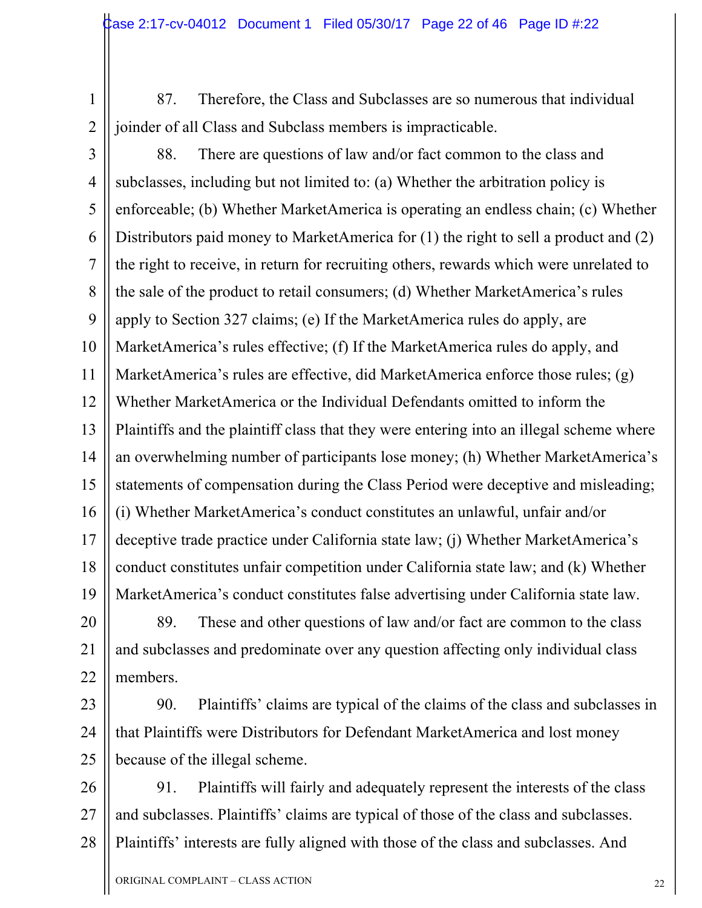87. Therefore, the Class and Subclasses are so numerous that individual joinder of all Class and Subclass members is impracticable.

88. There are questions of law and/or fact common to the class and subclasses, including but not limited to: (a) Whether the arbitration policy is enforceable; (b) Whether MarketAmerica is operating an endless chain; (c) Whether Distributors paid money to MarketAmerica for (1) the right to sell a product and (2) the right to receive, in return for recruiting others, rewards which were unrelated to the sale of the product to retail consumers; (d) Whether MarketAmerica's rules apply to Section 327 claims; (e) If the MarketAmerica rules do apply, are MarketAmerica's rules effective; (f) If the MarketAmerica rules do apply, and MarketAmerica's rules are effective, did MarketAmerica enforce those rules; (g) Whether MarketAmerica or the Individual Defendants omitted to inform the Plaintiffs and the plaintiff class that they were entering into an illegal scheme where an overwhelming number of participants lose money; (h) Whether MarketAmerica's statements of compensation during the Class Period were deceptive and misleading; (i) Whether MarketAmerica's conduct constitutes an unlawful, unfair and/or deceptive trade practice under California state law; (j) Whether MarketAmerica's conduct constitutes unfair competition under California state law; and (k) Whether MarketAmerica's conduct constitutes false advertising under California state law.

89. These and other questions of law and/or fact are common to the class and subclasses and predominate over any question affecting only individual class members.

90. Plaintiffs' claims are typical of the claims of the class and subclasses in that Plaintiffs were Distributors for Defendant MarketAmerica and lost money because of the illegal scheme.

91. Plaintiffs will fairly and adequately represent the interests of the class and subclasses. Plaintiffs' claims are typical of those of the class and subclasses. Plaintiffs' interests are fully aligned with those of the class and subclasses. And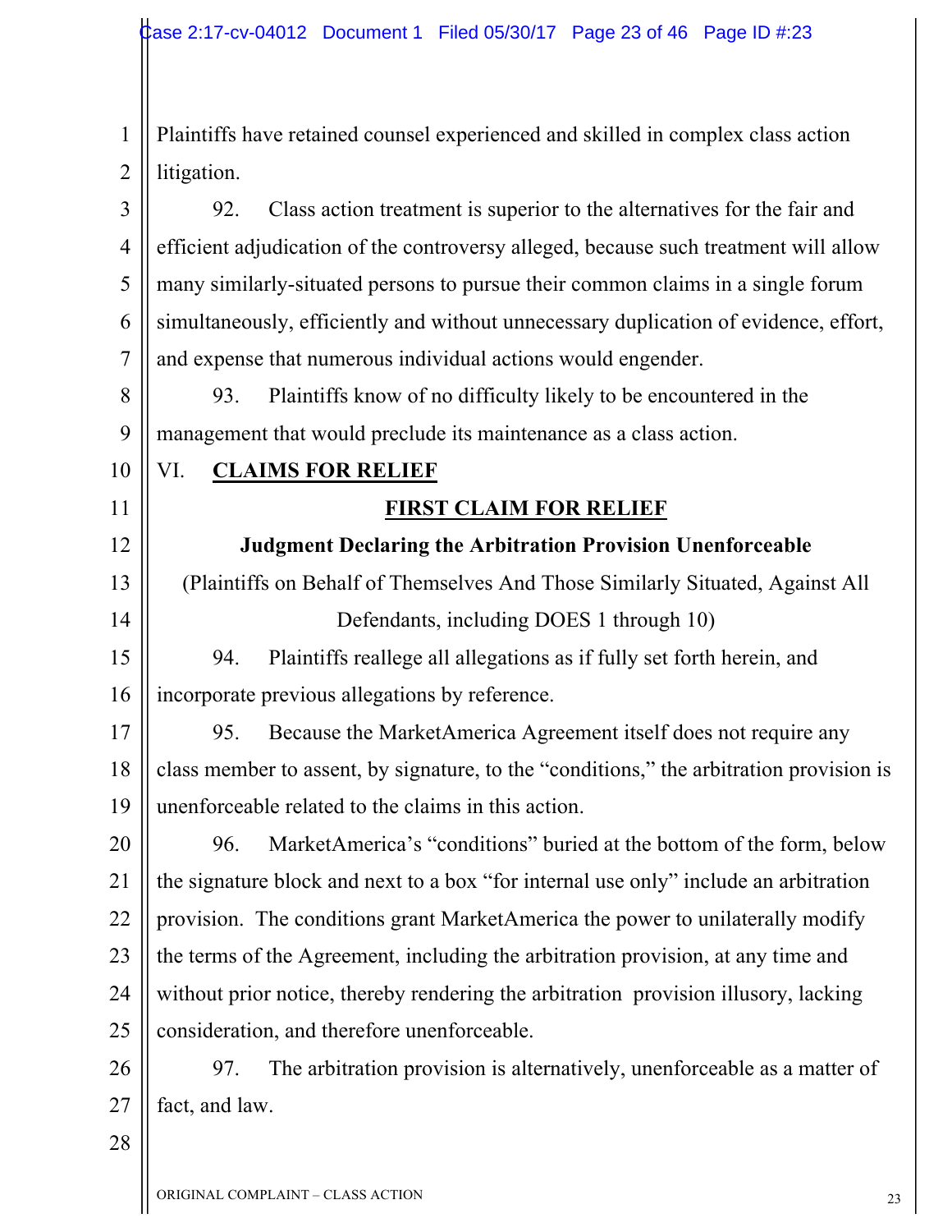Plaintiffs have retained counsel experienced and skilled in complex class action litigation.

92. Class action treatment is superior to the alternatives for the fair and efficient adjudication of the controversy alleged, because such treatment will allow many similarly-situated persons to pursue their common claims in a single forum simultaneously, efficiently and without unnecessary duplication of evidence, effort, and expense that numerous individual actions would engender.

93. Plaintiffs know of no difficulty likely to be encountered in the management that would preclude its maintenance as a class action.

## VI. CLAIMS FOR RELIEF

### FIRST CLAIM FOR RELIEF

**Judgment Declaring the Arbitration Provision Unenforceable**

(Plaintiffs on Behalf of Themselves And Those Similarly Situated, Against All Defendants, including DOES 1 through 10)

94. Plaintiffs reallege all allegations as if fully set forth herein, and incorporate previous allegations by reference.

95. Because the MarketAmerica Agreement itself does not require any class member to assent, by signature, to the "conditions," the arbitration provision is unenforceable related to the claims in this action.

96. MarketAmerica's "conditions" buried at the bottom of the form, below the signature block and next to a box "for internal use only" include an arbitration provision. The conditions grant MarketAmerica the power to unilaterally modify the terms of the Agreement, including the arbitration provision, at any time and without prior notice, thereby rendering the arbitration provision illusory, lacking consideration, and therefore unenforceable.

97. The arbitration provision is alternatively, unenforceable as a matter of fact, and law.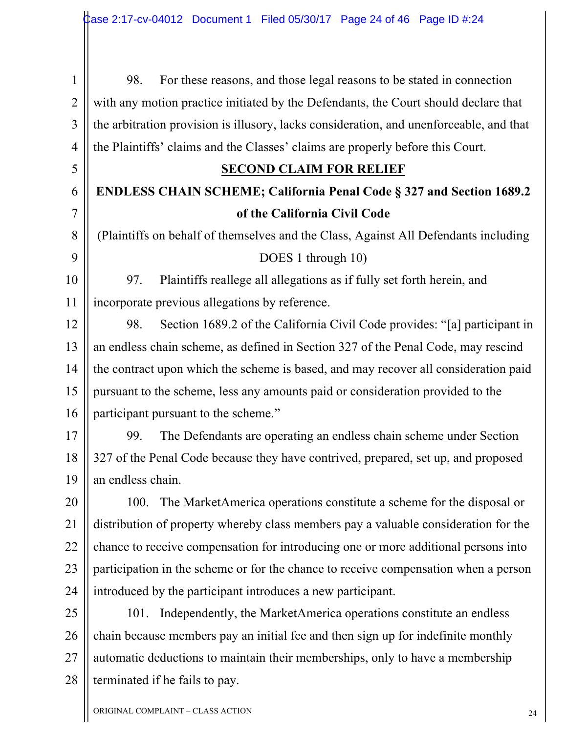98. For these reasons, and those legal reasons to be stated in connection with any motion practice initiated by the Defendants, the Court should declare that the arbitration provision is illusory, lacks consideration, and unenforceable, and that the Plaintiffs' claims and the Classes' claims are properly before this Court.

## SECOND CLAIM FOR RELIEF

### ENDLESS CHAIN SCHEME; California Penal Code § 327 and Section 1689.2 of the California Civil Code

(Plaintiffs on behalf of themselves and the Class, Against All Defendants including DOES 1 through 10)

97. Plaintiffs reallege all allegations as if fully set forth herein, and incorporate previous allegations by reference.

98. Section 1689.2 of the California Civil Code provides: "[a] participant in an endless chain scheme, as defined in Section 327 of the Penal Code, may rescind the contract upon which the scheme is based, and may recover all consideration paid pursuant to the scheme, less any amounts paid or consideration provided to the participant pursuant to the scheme."

99. The Defendants are operating an endless chain scheme under Section 327 of the Penal Code because they have contrived, prepared, set up, and proposed an endless chain.

100. The MarketAmerica operations constitute a scheme for the disposal or distribution of property whereby class members pay a valuable consideration for the chance to receive compensation for introducing one or more additional persons into participation in the scheme or for the chance to receive compensation when a person introduced by the participant introduces a new participant.

101. Independently, the MarketAmerica operations constitute an endless chain because members pay an initial fee and then sign up for indefinite monthly automatic deductions to maintain their memberships, only to have a membership terminated if he fails to pay.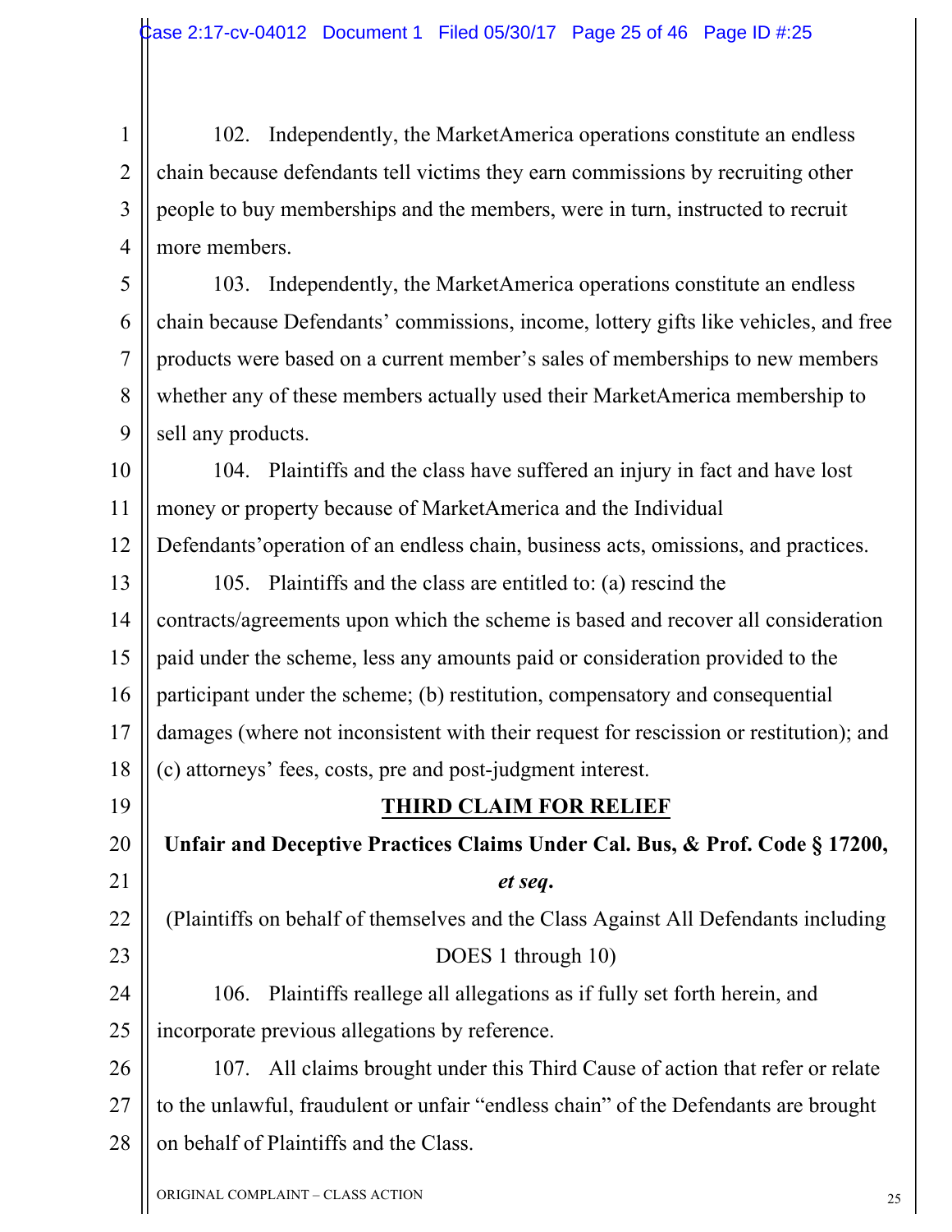102. Independently, the MarketAmerica operations constitute an endless chain because defendants tell victims they earn commissions by recruiting other people to buy memberships and the members, were in turn, instructed to recruit more members.

103. Independently, the MarketAmerica operations constitute an endless chain because Defendants' commissions, income, lottery gifts like vehicles, and free products were based on a current member's sales of memberships to new members whether any of these members actually used their MarketAmerica membership to sell any products.

104. Plaintiffs and the class have suffered an injury in fact and have lost money or property because of MarketAmerica and the Individual Defendants'operation of an endless chain, business acts, omissions, and practices.

105. Plaintiffs and the class are entitled to: (a) rescind the contracts/agreements upon which the scheme is based and recover all consideration paid under the scheme, less any amounts paid or consideration provided to the participant under the scheme; (b) restitution, compensatory and consequential damages (where not inconsistent with their request for rescission or restitution); and (c) attorneys' fees, costs, pre and post-judgment interest.

## THIRD CLAIM FOR RELIEF

**Unfair and Deceptive Practices Claims Under Cal. Bus, & Prof. Code § 17200, *et seq*.**

(Plaintiffs on behalf of themselves and the Class Against All Defendants including DOES 1 through 10)

106. Plaintiffs reallege all allegations as if fully set forth herein, and incorporate previous allegations by reference.

107. All claims brought under this Third Cause of action that refer or relate to the unlawful, fraudulent or unfair "endless chain" of the Defendants are brought on behalf of Plaintiffs and the Class.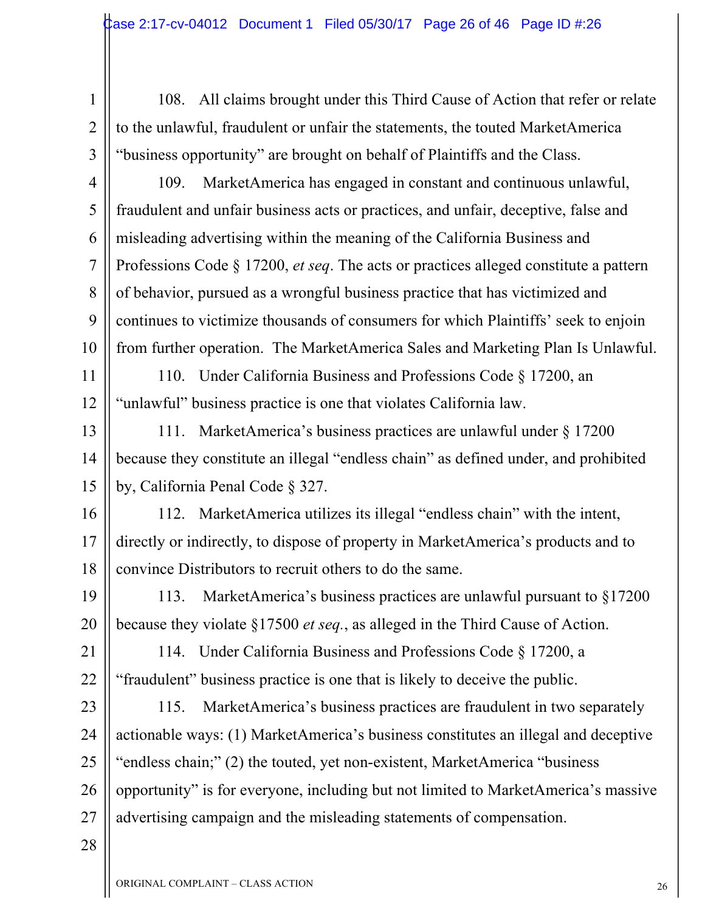108. All claims brought under this Third Cause of Action that refer or relate to the unlawful, fraudulent or unfair the statements, the touted MarketAmerica "business opportunity" are brought on behalf of Plaintiffs and the Class.

109. MarketAmerica has engaged in constant and continuous unlawful, fraudulent and unfair business acts or practices, and unfair, deceptive, false and misleading advertising within the meaning of the California Business and Professions Code § 17200, *et seq*. The acts or practices alleged constitute a pattern of behavior, pursued as a wrongful business practice that has victimized and continues to victimize thousands of consumers for which Plaintiffs' seek to enjoin from further operation. The MarketAmerica Sales and Marketing Plan Is Unlawful.

110. Under California Business and Professions Code § 17200, an "unlawful" business practice is one that violates California law.

111. MarketAmerica's business practices are unlawful under § 17200 because they constitute an illegal "endless chain" as defined under, and prohibited by, California Penal Code § 327.

112. MarketAmerica utilizes its illegal "endless chain" with the intent, directly or indirectly, to dispose of property in MarketAmerica's products and to convince Distributors to recruit others to do the same.

113. MarketAmerica's business practices are unlawful pursuant to §17200 because they violate §17500 *et seq.*, as alleged in the Third Cause of Action.

114. Under California Business and Professions Code § 17200, a "fraudulent" business practice is one that is likely to deceive the public.

115. MarketAmerica's business practices are fraudulent in two separately actionable ways: (1) MarketAmerica's business constitutes an illegal and deceptive "endless chain;" (2) the touted, yet non-existent, MarketAmerica "business opportunity" is for everyone, including but not limited to MarketAmerica's massive advertising campaign and the misleading statements of compensation.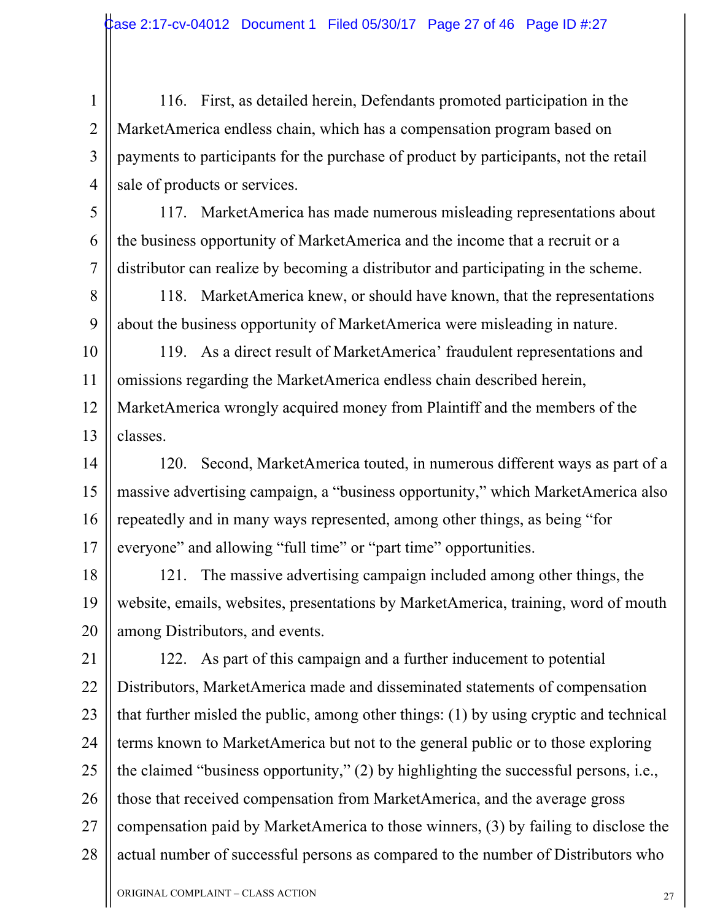116. First, as detailed herein, Defendants promoted participation in the MarketAmerica endless chain, which has a compensation program based on payments to participants for the purchase of product by participants, not the retail sale of products or services.

117. MarketAmerica has made numerous misleading representations about the business opportunity of MarketAmerica and the income that a recruit or a distributor can realize by becoming a distributor and participating in the scheme.

118. MarketAmerica knew, or should have known, that the representations about the business opportunity of MarketAmerica were misleading in nature.

119. As a direct result of MarketAmerica' fraudulent representations and omissions regarding the MarketAmerica endless chain described herein, MarketAmerica wrongly acquired money from Plaintiff and the members of the classes.

120. Second, MarketAmerica touted, in numerous different ways as part of a massive advertising campaign, a "business opportunity," which MarketAmerica also repeatedly and in many ways represented, among other things, as being "for everyone" and allowing "full time" or "part time" opportunities.

121. The massive advertising campaign included among other things, the website, emails, websites, presentations by MarketAmerica, training, word of mouth among Distributors, and events.

122. As part of this campaign and a further inducement to potential Distributors, MarketAmerica made and disseminated statements of compensation that further misled the public, among other things: (1) by using cryptic and technical terms known to MarketAmerica but not to the general public or to those exploring the claimed "business opportunity," (2) by highlighting the successful persons, i.e., those that received compensation from MarketAmerica, and the average gross compensation paid by MarketAmerica to those winners, (3) by failing to disclose the actual number of successful persons as compared to the number of Distributors who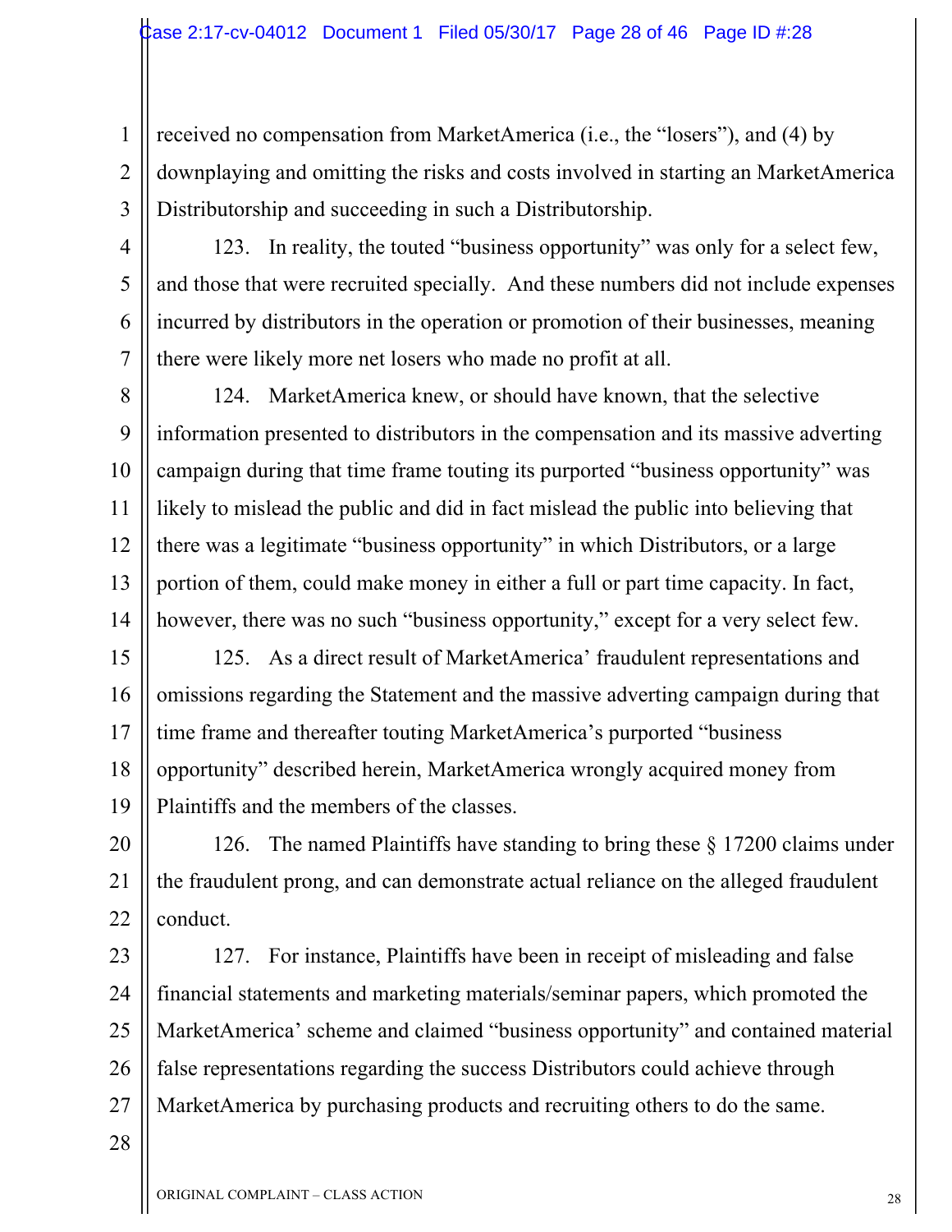received no compensation from MarketAmerica (i.e., the "losers"), and (4) by downplaying and omitting the risks and costs involved in starting an MarketAmerica Distributorship and succeeding in such a Distributorship.

123. In reality, the touted "business opportunity" was only for a select few, and those that were recruited specially. And these numbers did not include expenses incurred by distributors in the operation or promotion of their businesses, meaning there were likely more net losers who made no profit at all.

124. MarketAmerica knew, or should have known, that the selective information presented to distributors in the compensation and its massive adverting campaign during that time frame touting its purported "business opportunity" was likely to mislead the public and did in fact mislead the public into believing that there was a legitimate "business opportunity" in which Distributors, or a large portion of them, could make money in either a full or part time capacity. In fact, however, there was no such "business opportunity," except for a very select few.

125. As a direct result of MarketAmerica' fraudulent representations and omissions regarding the Statement and the massive adverting campaign during that time frame and thereafter touting MarketAmerica's purported "business opportunity" described herein, MarketAmerica wrongly acquired money from Plaintiffs and the members of the classes.

126. The named Plaintiffs have standing to bring these § 17200 claims under the fraudulent prong, and can demonstrate actual reliance on the alleged fraudulent conduct.

127. For instance, Plaintiffs have been in receipt of misleading and false financial statements and marketing materials/seminar papers, which promoted the MarketAmerica' scheme and claimed "business opportunity" and contained material false representations regarding the success Distributors could achieve through MarketAmerica by purchasing products and recruiting others to do the same.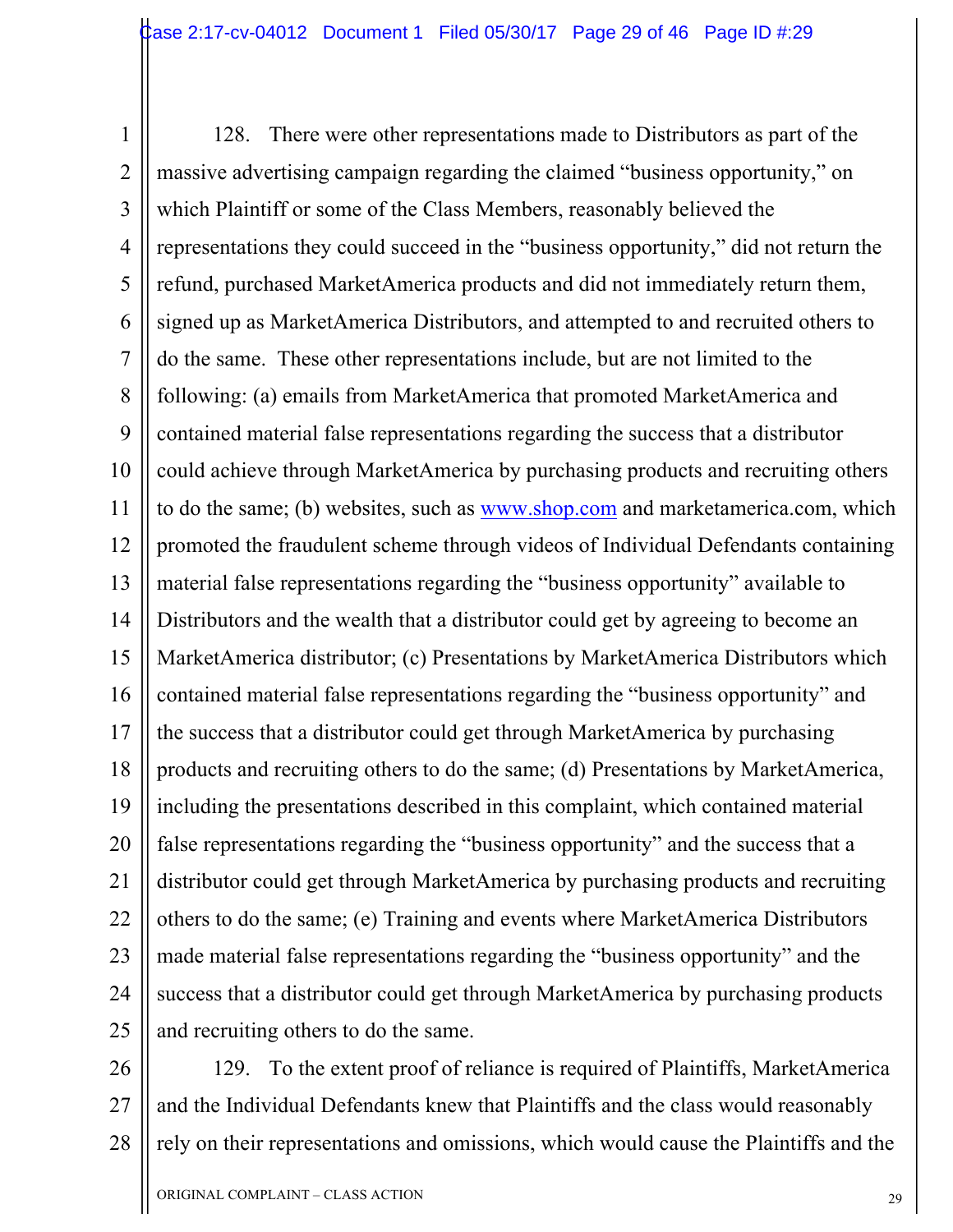128. There were other representations made to Distributors as part of the massive advertising campaign regarding the claimed "business opportunity," on which Plaintiff or some of the Class Members, reasonably believed the representations they could succeed in the "business opportunity," did not return the refund, purchased MarketAmerica products and did not immediately return them, signed up as MarketAmerica Distributors, and attempted to and recruited others to do the same. These other representations include, but are not limited to the following: (a) emails from MarketAmerica that promoted MarketAmerica and contained material false representations regarding the success that a distributor could achieve through MarketAmerica by purchasing products and recruiting others to do the same; (b) websites, such as www.shop.com and marketamerica.com, which promoted the fraudulent scheme through videos of Individual Defendants containing material false representations regarding the "business opportunity" available to Distributors and the wealth that a distributor could get by agreeing to become an MarketAmerica distributor; (c) Presentations by MarketAmerica Distributors which contained material false representations regarding the "business opportunity" and the success that a distributor could get through MarketAmerica by purchasing products and recruiting others to do the same; (d) Presentations by MarketAmerica, including the presentations described in this complaint, which contained material false representations regarding the "business opportunity" and the success that a distributor could get through MarketAmerica by purchasing products and recruiting others to do the same; (e) Training and events where MarketAmerica Distributors made material false representations regarding the "business opportunity" and the success that a distributor could get through MarketAmerica by purchasing products and recruiting others to do the same.

129. To the extent proof of reliance is required of Plaintiffs, MarketAmerica and the Individual Defendants knew that Plaintiffs and the class would reasonably rely on their representations and omissions, which would cause the Plaintiffs and the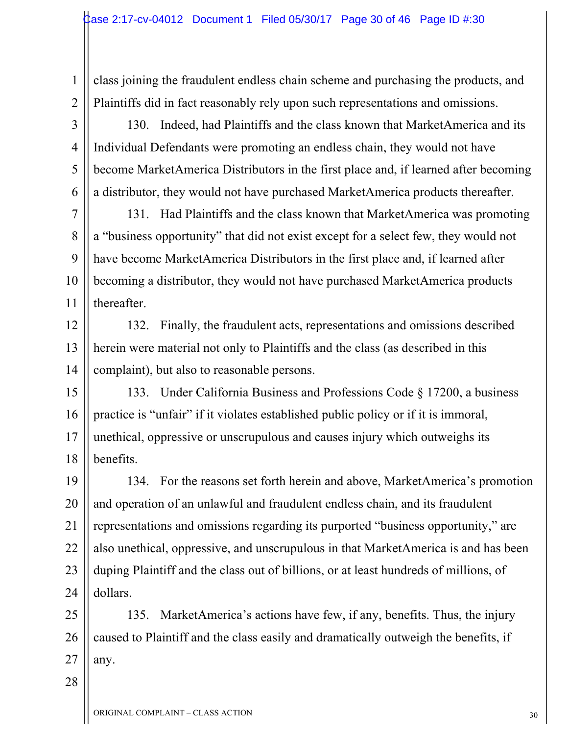class joining the fraudulent endless chain scheme and purchasing the products, and Plaintiffs did in fact reasonably rely upon such representations and omissions.

130. Indeed, had Plaintiffs and the class known that MarketAmerica and its Individual Defendants were promoting an endless chain, they would not have become MarketAmerica Distributors in the first place and, if learned after becoming a distributor, they would not have purchased MarketAmerica products thereafter.

131. Had Plaintiffs and the class known that MarketAmerica was promoting a "business opportunity" that did not exist except for a select few, they would not have become MarketAmerica Distributors in the first place and, if learned after becoming a distributor, they would not have purchased MarketAmerica products thereafter.

132. Finally, the fraudulent acts, representations and omissions described herein were material not only to Plaintiffs and the class (as described in this complaint), but also to reasonable persons.

133. Under California Business and Professions Code § 17200, a business practice is "unfair" if it violates established public policy or if it is immoral, unethical, oppressive or unscrupulous and causes injury which outweighs its benefits.

134. For the reasons set forth herein and above, MarketAmerica's promotion and operation of an unlawful and fraudulent endless chain, and its fraudulent representations and omissions regarding its purported "business opportunity," are also unethical, oppressive, and unscrupulous in that MarketAmerica is and has been duping Plaintiff and the class out of billions, or at least hundreds of millions, of dollars.

135. MarketAmerica's actions have few, if any, benefits. Thus, the injury caused to Plaintiff and the class easily and dramatically outweigh the benefits, if any.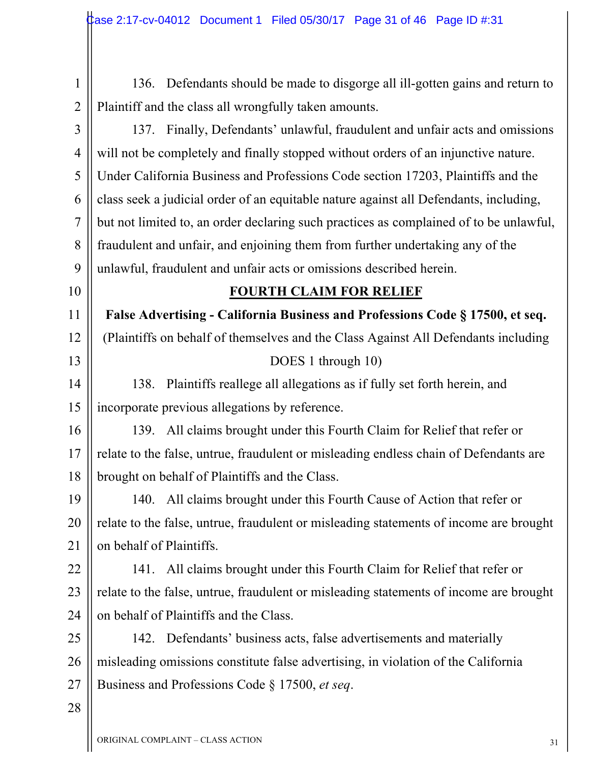136. Defendants should be made to disgorge all ill-gotten gains and return to Plaintiff and the class all wrongfully taken amounts.

137. Finally, Defendants' unlawful, fraudulent and unfair acts and omissions will not be completely and finally stopped without orders of an injunctive nature. Under California Business and Professions Code section 17203, Plaintiffs and the class seek a judicial order of an equitable nature against all Defendants, including, but not limited to, an order declaring such practices as complained of to be unlawful, fraudulent and unfair, and enjoining them from further undertaking any of the unlawful, fraudulent and unfair acts or omissions described herein.

## FOURTH CLAIM FOR RELIEF

**False Advertising - California Business and Professions Code § 17500, et seq.**

(Plaintiffs on behalf of themselves and the Class Against All Defendants including DOES 1 through 10)

138. Plaintiffs reallege all allegations as if fully set forth herein, and incorporate previous allegations by reference.

139. All claims brought under this Fourth Claim for Relief that refer or relate to the false, untrue, fraudulent or misleading endless chain of Defendants are brought on behalf of Plaintiffs and the Class.

140. All claims brought under this Fourth Cause of Action that refer or relate to the false, untrue, fraudulent or misleading statements of income are brought on behalf of Plaintiffs.

141. All claims brought under this Fourth Claim for Relief that refer or relate to the false, untrue, fraudulent or misleading statements of income are brought on behalf of Plaintiffs and the Class.

142. Defendants' business acts, false advertisements and materially misleading omissions constitute false advertising, in violation of the California Business and Professions Code § 17500, *et seq*.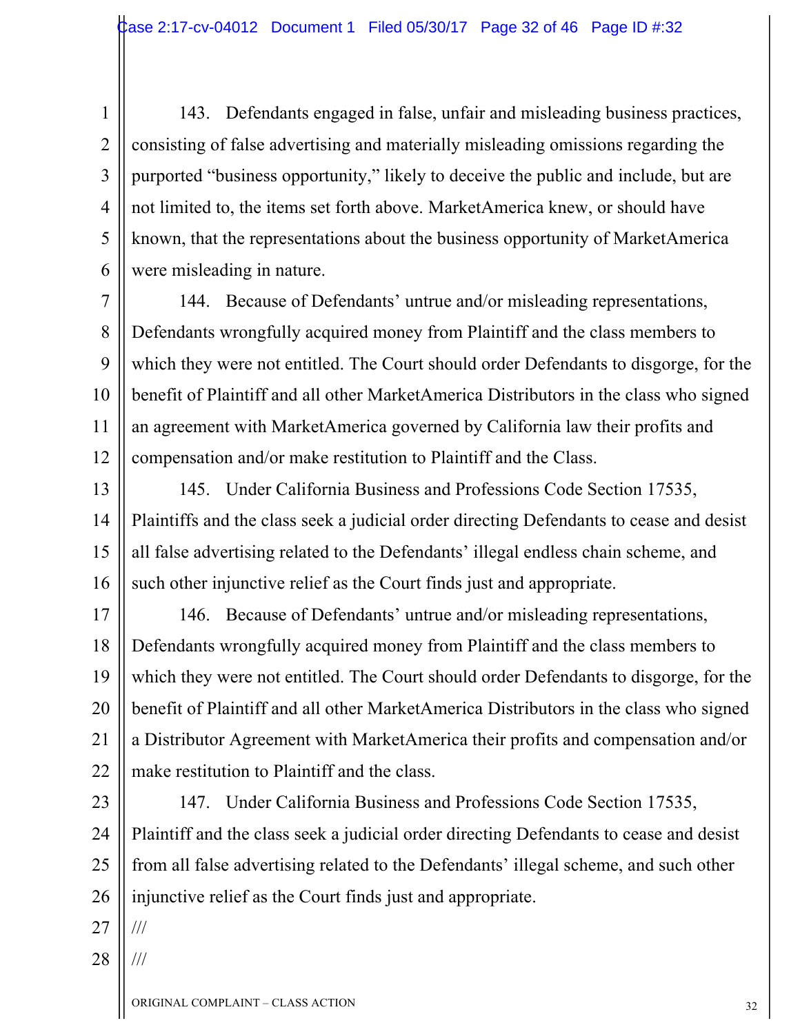143. Defendants engaged in false, unfair and misleading business practices, consisting of false advertising and materially misleading omissions regarding the purported "business opportunity," likely to deceive the public and include, but are not limited to, the items set forth above. MarketAmerica knew, or should have known, that the representations about the business opportunity of MarketAmerica were misleading in nature.

144. Because of Defendants' untrue and/or misleading representations, Defendants wrongfully acquired money from Plaintiff and the class members to which they were not entitled. The Court should order Defendants to disgorge, for the benefit of Plaintiff and all other MarketAmerica Distributors in the class who signed an agreement with MarketAmerica governed by California law their profits and compensation and/or make restitution to Plaintiff and the Class.

145. Under California Business and Professions Code Section 17535, Plaintiffs and the class seek a judicial order directing Defendants to cease and desist all false advertising related to the Defendants' illegal endless chain scheme, and such other injunctive relief as the Court finds just and appropriate.

146. Because of Defendants' untrue and/or misleading representations, Defendants wrongfully acquired money from Plaintiff and the class members to which they were not entitled. The Court should order Defendants to disgorge, for the benefit of Plaintiff and all other MarketAmerica Distributors in the class who signed a Distributor Agreement with MarketAmerica their profits and compensation and/or make restitution to Plaintiff and the class.

147. Under California Business and Professions Code Section 17535, Plaintiff and the class seek a judicial order directing Defendants to cease and desist from all false advertising related to the Defendants' illegal scheme, and such other injunctive relief as the Court finds just and appropriate.

///

///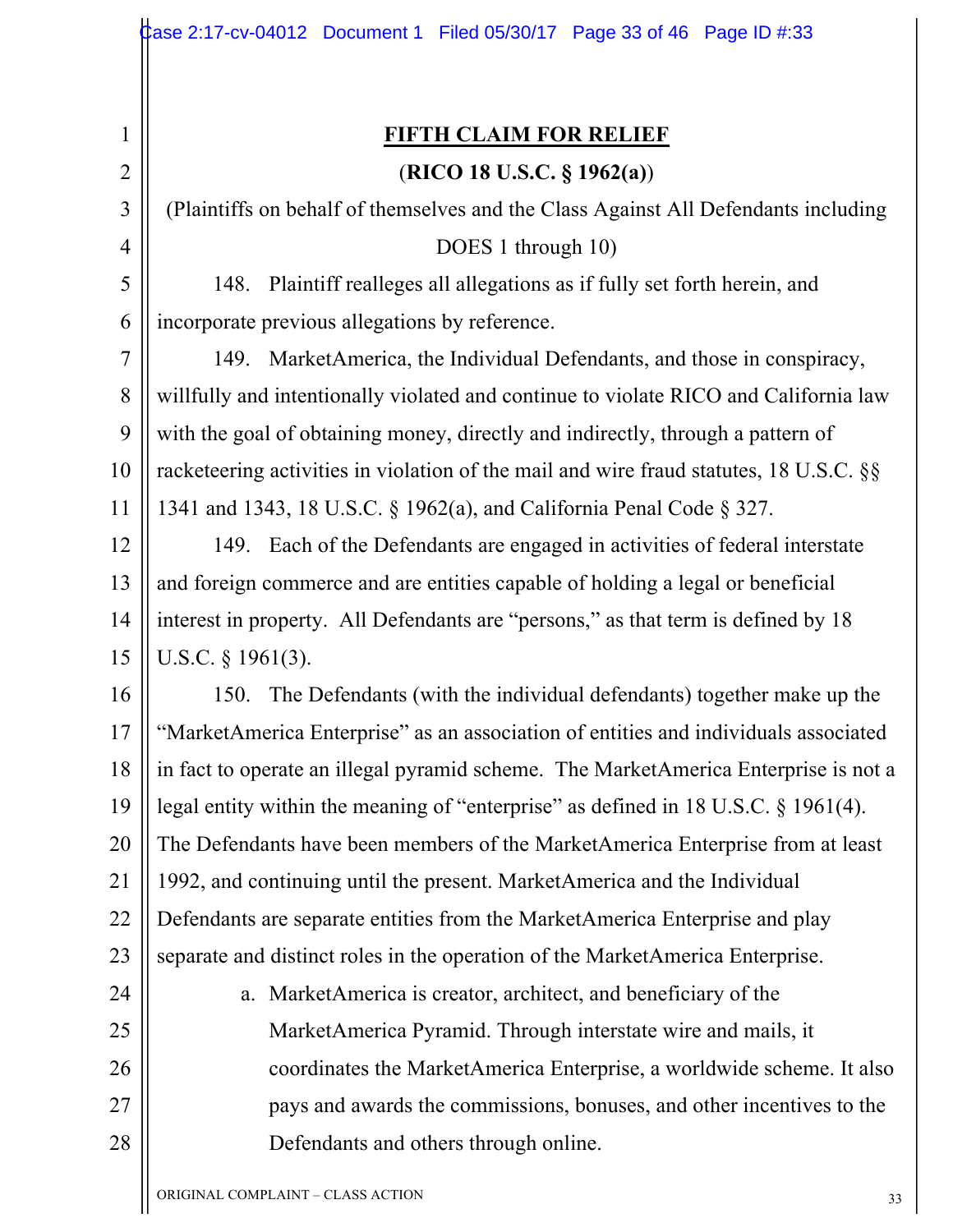## FIFTH CLAIM FOR RELIEF

### (RICO 18 U.S.C. § 1962(a))

(Plaintiffs on behalf of themselves and the Class Against All Defendants including DOES 1 through 10)

148. Plaintiff realleges all allegations as if fully set forth herein, and incorporate previous allegations by reference.

149. MarketAmerica, the Individual Defendants, and those in conspiracy, willfully and intentionally violated and continue to violate RICO and California law with the goal of obtaining money, directly and indirectly, through a pattern of racketeering activities in violation of the mail and wire fraud statutes, 18 U.S.C. §§ 1341 and 1343, 18 U.S.C. § 1962(a), and California Penal Code § 327.

149. Each of the Defendants are engaged in activities of federal interstate and foreign commerce and are entities capable of holding a legal or beneficial interest in property. All Defendants are "persons," as that term is defined by 18 U.S.C. § 1961(3).

150. The Defendants (with the individual defendants) together make up the "MarketAmerica Enterprise" as an association of entities and individuals associated in fact to operate an illegal pyramid scheme. The MarketAmerica Enterprise is not a legal entity within the meaning of "enterprise" as defined in 18 U.S.C. § 1961(4). The Defendants have been members of the MarketAmerica Enterprise from at least 1992, and continuing until the present. MarketAmerica and the Individual Defendants are separate entities from the MarketAmerica Enterprise and play separate and distinct roles in the operation of the MarketAmerica Enterprise.

a. MarketAmerica is creator, architect, and beneficiary of the MarketAmerica Pyramid. Through interstate wire and mails, it coordinates the MarketAmerica Enterprise, a worldwide scheme. It also pays and awards the commissions, bonuses, and other incentives to the Defendants and others through online.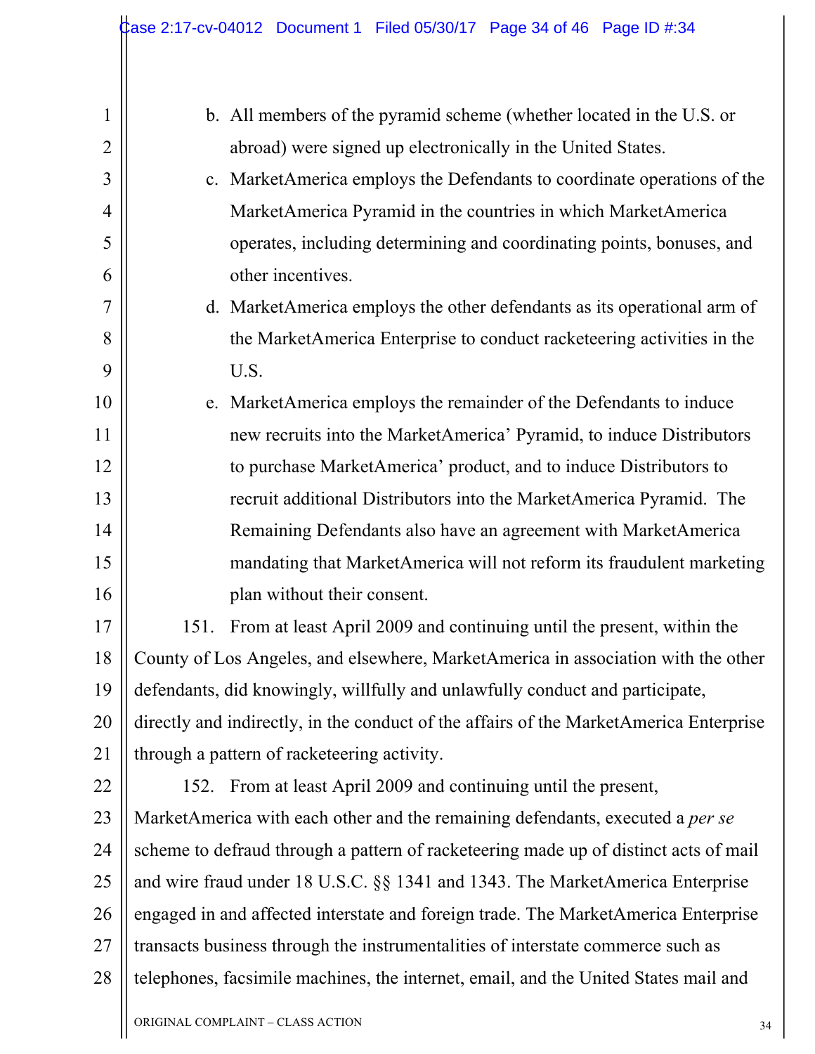b. All members of the pyramid scheme (whether located in the U.S. or abroad) were signed up electronically in the United States.

c. MarketAmerica employs the Defendants to coordinate operations of the MarketAmerica Pyramid in the countries in which MarketAmerica operates, including determining and coordinating points, bonuses, and other incentives.

d. MarketAmerica employs the other defendants as its operational arm of the MarketAmerica Enterprise to conduct racketeering activities in the U.S.

e. MarketAmerica employs the remainder of the Defendants to induce new recruits into the MarketAmerica' Pyramid, to induce Distributors to purchase MarketAmerica' product, and to induce Distributors to recruit additional Distributors into the MarketAmerica Pyramid. The Remaining Defendants also have an agreement with MarketAmerica mandating that MarketAmerica will not reform its fraudulent marketing plan without their consent.

151. From at least April 2009 and continuing until the present, within the County of Los Angeles, and elsewhere, MarketAmerica in association with the other defendants, did knowingly, willfully and unlawfully conduct and participate, directly and indirectly, in the conduct of the affairs of the MarketAmerica Enterprise through a pattern of racketeering activity.

152. From at least April 2009 and continuing until the present, MarketAmerica with each other and the remaining defendants, executed a *per se* scheme to defraud through a pattern of racketeering made up of distinct acts of mail and wire fraud under 18 U.S.C. §§ 1341 and 1343. The MarketAmerica Enterprise engaged in and affected interstate and foreign trade. The MarketAmerica Enterprise transacts business through the instrumentalities of interstate commerce such as telephones, facsimile machines, the internet, email, and the United States mail and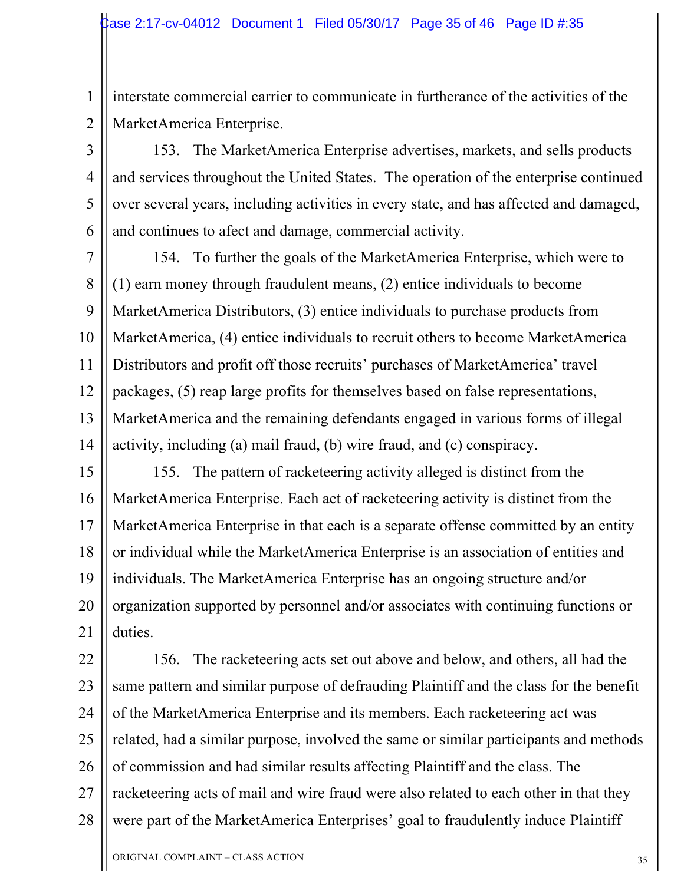interstate commercial carrier to communicate in furtherance of the activities of the MarketAmerica Enterprise.

153. The MarketAmerica Enterprise advertises, markets, and sells products and services throughout the United States. The operation of the enterprise continued over several years, including activities in every state, and has affected and damaged, and continues to afect and damage, commercial activity.

154. To further the goals of the MarketAmerica Enterprise, which were to (1) earn money through fraudulent means, (2) entice individuals to become MarketAmerica Distributors, (3) entice individuals to purchase products from MarketAmerica, (4) entice individuals to recruit others to become MarketAmerica Distributors and profit off those recruits' purchases of MarketAmerica' travel packages, (5) reap large profits for themselves based on false representations, MarketAmerica and the remaining defendants engaged in various forms of illegal activity, including (a) mail fraud, (b) wire fraud, and (c) conspiracy.

155. The pattern of racketeering activity alleged is distinct from the MarketAmerica Enterprise. Each act of racketeering activity is distinct from the MarketAmerica Enterprise in that each is a separate offense committed by an entity or individual while the MarketAmerica Enterprise is an association of entities and individuals. The MarketAmerica Enterprise has an ongoing structure and/or organization supported by personnel and/or associates with continuing functions or duties.

156. The racketeering acts set out above and below, and others, all had the same pattern and similar purpose of defrauding Plaintiff and the class for the benefit of the MarketAmerica Enterprise and its members. Each racketeering act was related, had a similar purpose, involved the same or similar participants and methods of commission and had similar results affecting Plaintiff and the class. The racketeering acts of mail and wire fraud were also related to each other in that they were part of the MarketAmerica Enterprises' goal to fraudulently induce Plaintiff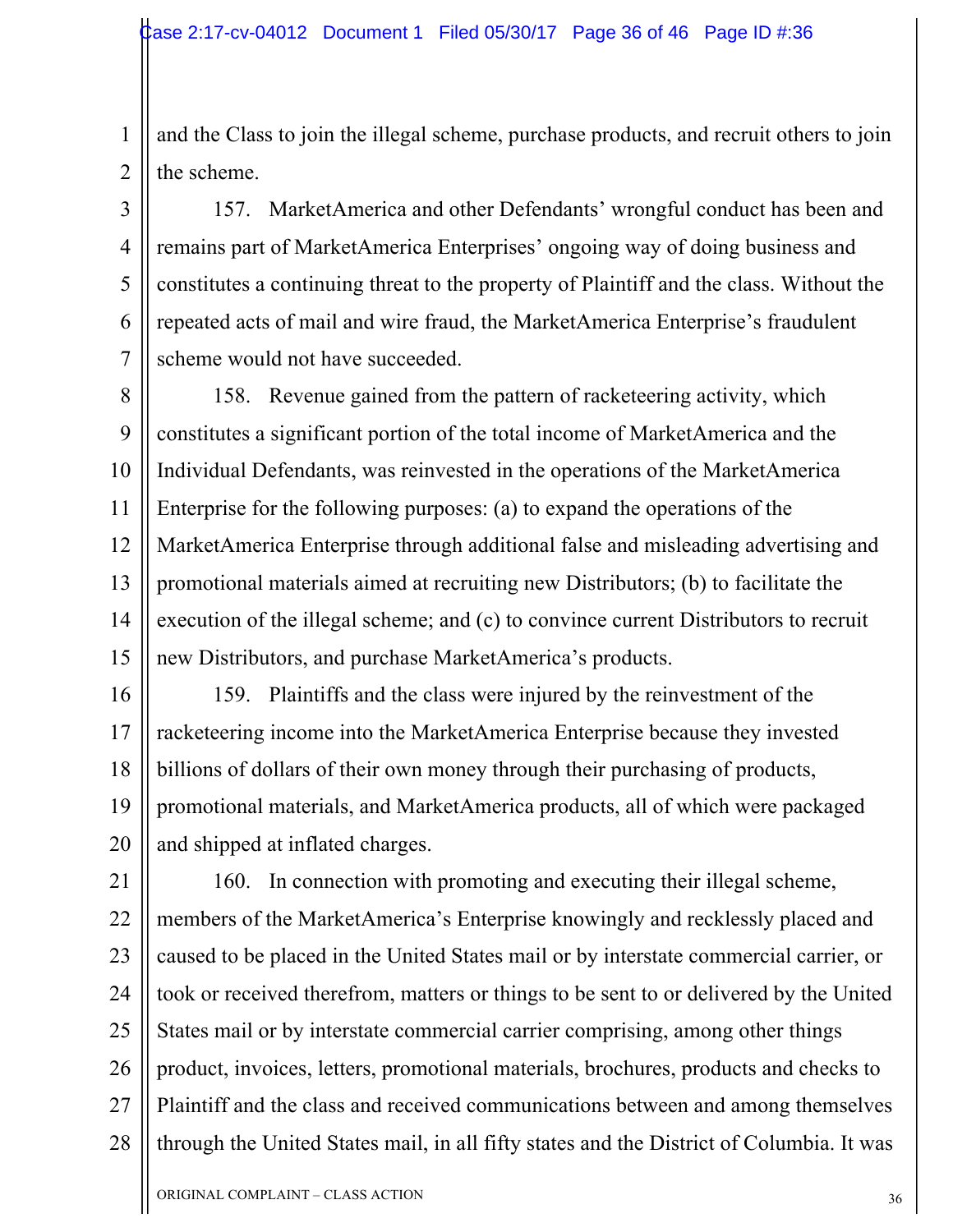and the Class to join the illegal scheme, purchase products, and recruit others to join the scheme.

157. MarketAmerica and other Defendants' wrongful conduct has been and remains part of MarketAmerica Enterprises' ongoing way of doing business and constitutes a continuing threat to the property of Plaintiff and the class. Without the repeated acts of mail and wire fraud, the MarketAmerica Enterprise's fraudulent scheme would not have succeeded.

158. Revenue gained from the pattern of racketeering activity, which constitutes a significant portion of the total income of MarketAmerica and the Individual Defendants, was reinvested in the operations of the MarketAmerica Enterprise for the following purposes: (a) to expand the operations of the MarketAmerica Enterprise through additional false and misleading advertising and promotional materials aimed at recruiting new Distributors; (b) to facilitate the execution of the illegal scheme; and (c) to convince current Distributors to recruit new Distributors, and purchase MarketAmerica's products.

159. Plaintiffs and the class were injured by the reinvestment of the racketeering income into the MarketAmerica Enterprise because they invested billions of dollars of their own money through their purchasing of products, promotional materials, and MarketAmerica products, all of which were packaged and shipped at inflated charges.

160. In connection with promoting and executing their illegal scheme, members of the MarketAmerica's Enterprise knowingly and recklessly placed and caused to be placed in the United States mail or by interstate commercial carrier, or took or received therefrom, matters or things to be sent to or delivered by the United States mail or by interstate commercial carrier comprising, among other things product, invoices, letters, promotional materials, brochures, products and checks to Plaintiff and the class and received communications between and among themselves through the United States mail, in all fifty states and the District of Columbia. It was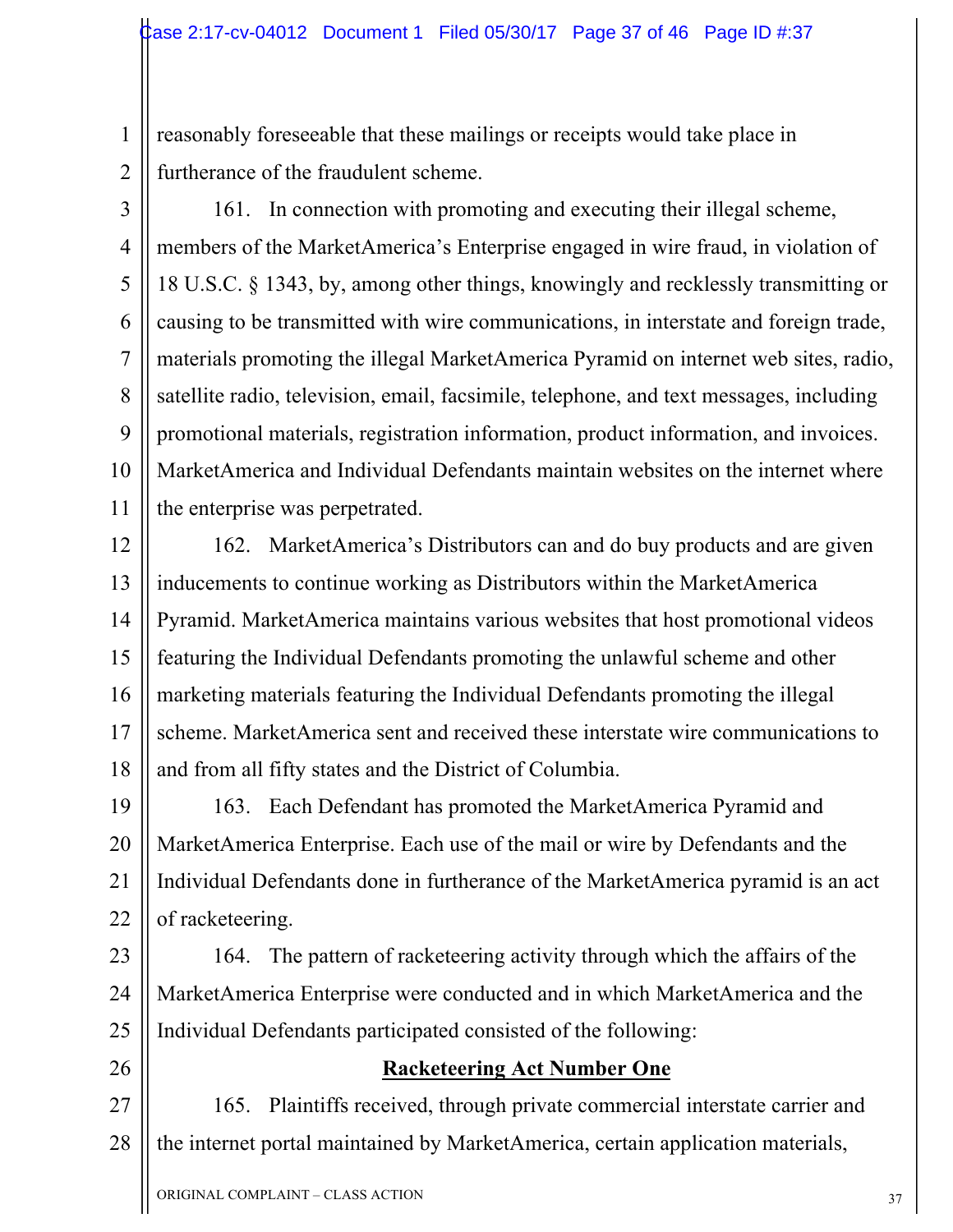reasonably foreseeable that these mailings or receipts would take place in furtherance of the fraudulent scheme.

161. In connection with promoting and executing their illegal scheme, members of the MarketAmerica's Enterprise engaged in wire fraud, in violation of 18 U.S.C. § 1343, by, among other things, knowingly and recklessly transmitting or causing to be transmitted with wire communications, in interstate and foreign trade, materials promoting the illegal MarketAmerica Pyramid on internet web sites, radio, satellite radio, television, email, facsimile, telephone, and text messages, including promotional materials, registration information, product information, and invoices. MarketAmerica and Individual Defendants maintain websites on the internet where the enterprise was perpetrated.

162. MarketAmerica's Distributors can and do buy products and are given inducements to continue working as Distributors within the MarketAmerica Pyramid. MarketAmerica maintains various websites that host promotional videos featuring the Individual Defendants promoting the unlawful scheme and other marketing materials featuring the Individual Defendants promoting the illegal scheme. MarketAmerica sent and received these interstate wire communications to and from all fifty states and the District of Columbia.

163. Each Defendant has promoted the MarketAmerica Pyramid and MarketAmerica Enterprise. Each use of the mail or wire by Defendants and the Individual Defendants done in furtherance of the MarketAmerica pyramid is an act of racketeering.

164. The pattern of racketeering activity through which the affairs of the MarketAmerica Enterprise were conducted and in which MarketAmerica and the Individual Defendants participated consisted of the following:

**Racketeering Act Number One**

165. Plaintiffs received, through private commercial interstate carrier and the internet portal maintained by MarketAmerica, certain application materials,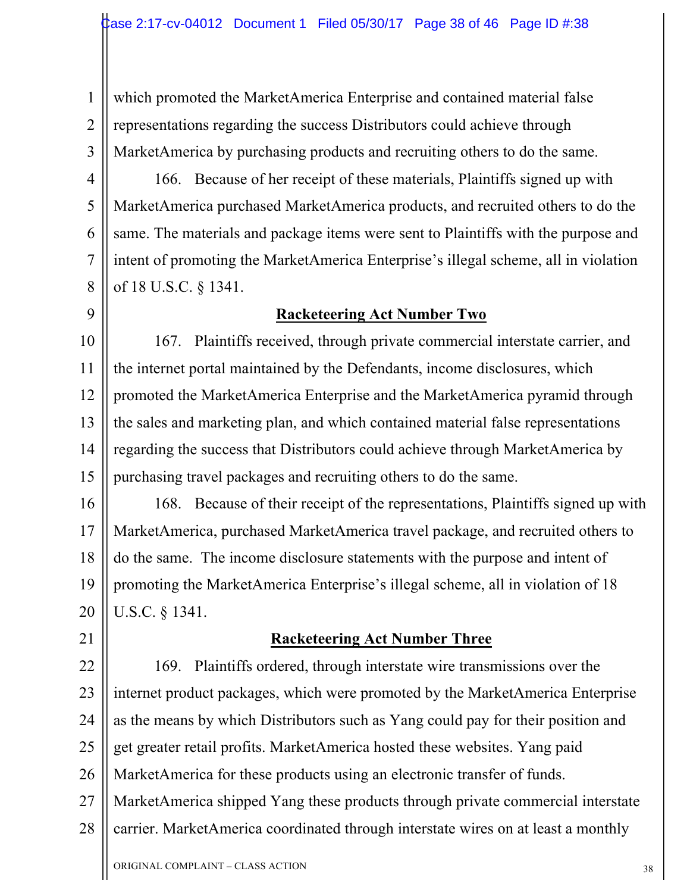which promoted the MarketAmerica Enterprise and contained material false representations regarding the success Distributors could achieve through MarketAmerica by purchasing products and recruiting others to do the same.

166. Because of her receipt of these materials, Plaintiffs signed up with MarketAmerica purchased MarketAmerica products, and recruited others to do the same. The materials and package items were sent to Plaintiffs with the purpose and intent of promoting the MarketAmerica Enterprise's illegal scheme, all in violation of 18 U.S.C. § 1341.

**Racketeering Act Number Two**

167. Plaintiffs received, through private commercial interstate carrier, and the internet portal maintained by the Defendants, income disclosures, which promoted the MarketAmerica Enterprise and the MarketAmerica pyramid through the sales and marketing plan, and which contained material false representations regarding the success that Distributors could achieve through MarketAmerica by purchasing travel packages and recruiting others to do the same.

168. Because of their receipt of the representations, Plaintiffs signed up with MarketAmerica, purchased MarketAmerica travel package, and recruited others to do the same. The income disclosure statements with the purpose and intent of promoting the MarketAmerica Enterprise's illegal scheme, all in violation of 18 U.S.C. § 1341.

**Racketeering Act Number Three**

169. Plaintiffs ordered, through interstate wire transmissions over the internet product packages, which were promoted by the MarketAmerica Enterprise as the means by which Distributors such as Yang could pay for their position and get greater retail profits. MarketAmerica hosted these websites. Yang paid MarketAmerica for these products using an electronic transfer of funds. MarketAmerica shipped Yang these products through private commercial interstate carrier. MarketAmerica coordinated through interstate wires on at least a monthly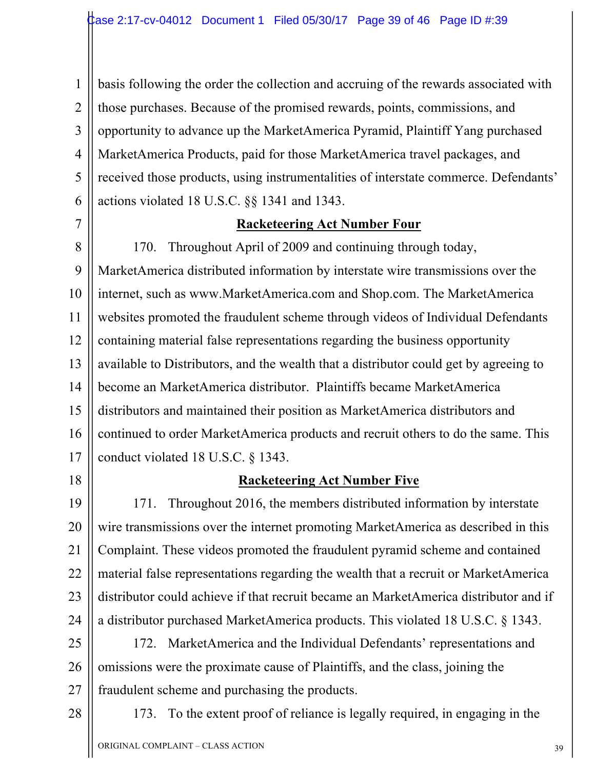basis following the order the collection and accruing of the rewards associated with those purchases. Because of the promised rewards, points, commissions, and opportunity to advance up the MarketAmerica Pyramid, Plaintiff Yang purchased MarketAmerica Products, paid for those MarketAmerica travel packages, and received those products, using instrumentalities of interstate commerce. Defendants' actions violated 18 U.S.C. §§ 1341 and 1343.

**Racketeering Act Number Four**

170. Throughout April of 2009 and continuing through today, MarketAmerica distributed information by interstate wire transmissions over the internet, such as www.MarketAmerica.com and Shop.com. The MarketAmerica websites promoted the fraudulent scheme through videos of Individual Defendants containing material false representations regarding the business opportunity available to Distributors, and the wealth that a distributor could get by agreeing to become an MarketAmerica distributor. Plaintiffs became MarketAmerica distributors and maintained their position as MarketAmerica distributors and continued to order MarketAmerica products and recruit others to do the same. This conduct violated 18 U.S.C. § 1343.

**Racketeering Act Number Five**

171. Throughout 2016, the members distributed information by interstate wire transmissions over the internet promoting MarketAmerica as described in this Complaint. These videos promoted the fraudulent pyramid scheme and contained material false representations regarding the wealth that a recruit or MarketAmerica distributor could achieve if that recruit became an MarketAmerica distributor and if a distributor purchased MarketAmerica products. This violated 18 U.S.C. § 1343.

172. MarketAmerica and the Individual Defendants' representations and omissions were the proximate cause of Plaintiffs, and the class, joining the fraudulent scheme and purchasing the products.

173. To the extent proof of reliance is legally required, in engaging in the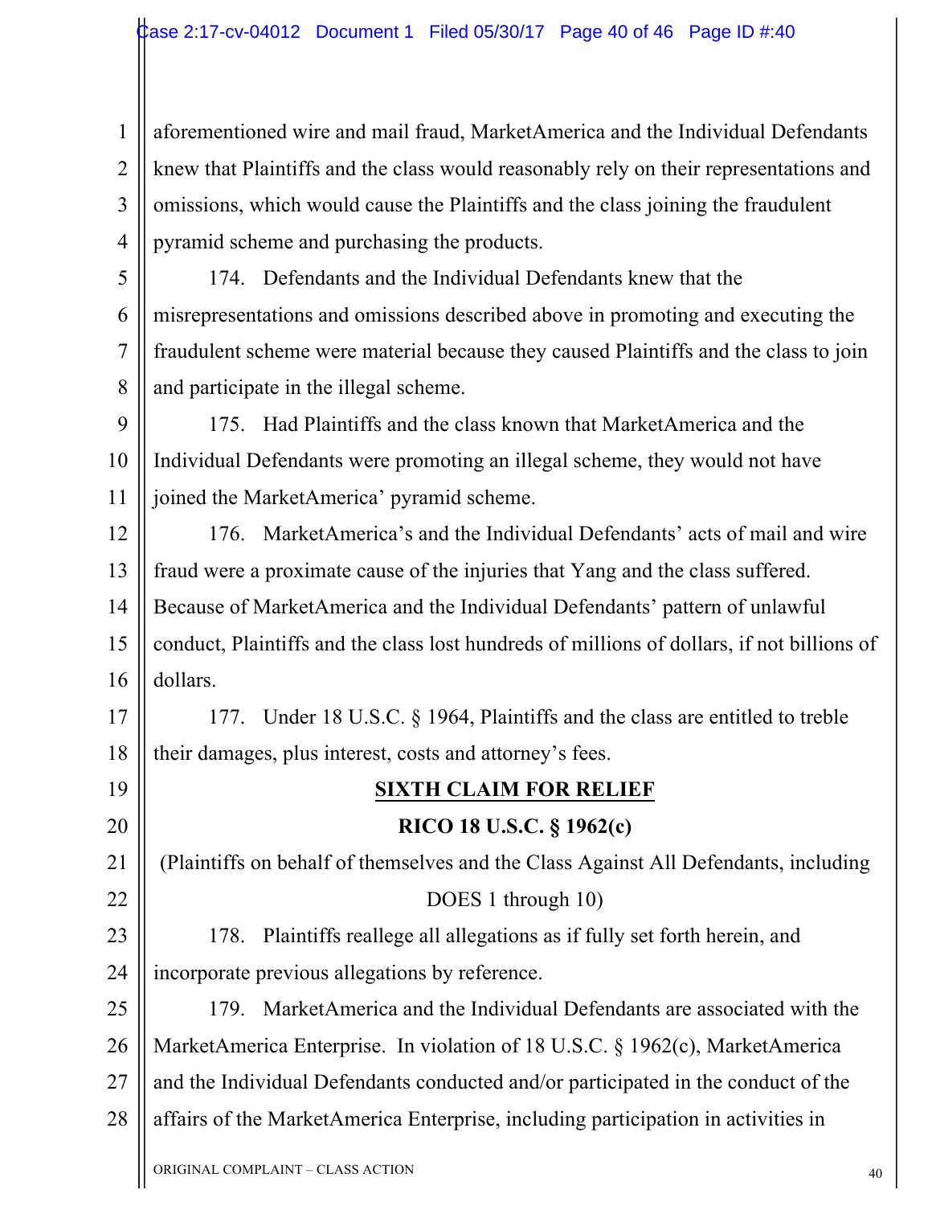aforementioned wire and mail fraud, MarketAmerica and the Individual Defendants knew that Plaintiffs and the class would reasonably rely on their representations and omissions, which would cause the Plaintiffs and the class joining the fraudulent pyramid scheme and purchasing the products.

174. Defendants and the Individual Defendants knew that the misrepresentations and omissions described above in promoting and executing the fraudulent scheme were material because they caused Plaintiffs and the class to join and participate in the illegal scheme.

175. Had Plaintiffs and the class known that MarketAmerica and the Individual Defendants were promoting an illegal scheme, they would not have joined the MarketAmerica' pyramid scheme.

176. MarketAmerica's and the Individual Defendants' acts of mail and wire fraud were a proximate cause of the injuries that Yang and the class suffered. Because of MarketAmerica and the Individual Defendants' pattern of unlawful conduct, Plaintiffs and the class lost hundreds of millions of dollars, if not billions of dollars.

177. Under 18 U.S.C. § 1964, Plaintiffs and the class are entitled to treble their damages, plus interest, costs and attorney's fees.

## SIXTH CLAIM FOR RELIEF

### RICO 18 U.S.C. § 1962(c)

(Plaintiffs on behalf of themselves and the Class Against All Defendants, including DOES 1 through 10)

178. Plaintiffs reallege all allegations as if fully set forth herein, and incorporate previous allegations by reference.

179. MarketAmerica and the Individual Defendants are associated with the MarketAmerica Enterprise. In violation of 18 U.S.C. § 1962(c), MarketAmerica and the Individual Defendants conducted and/or participated in the conduct of the affairs of the MarketAmerica Enterprise, including participation in activities in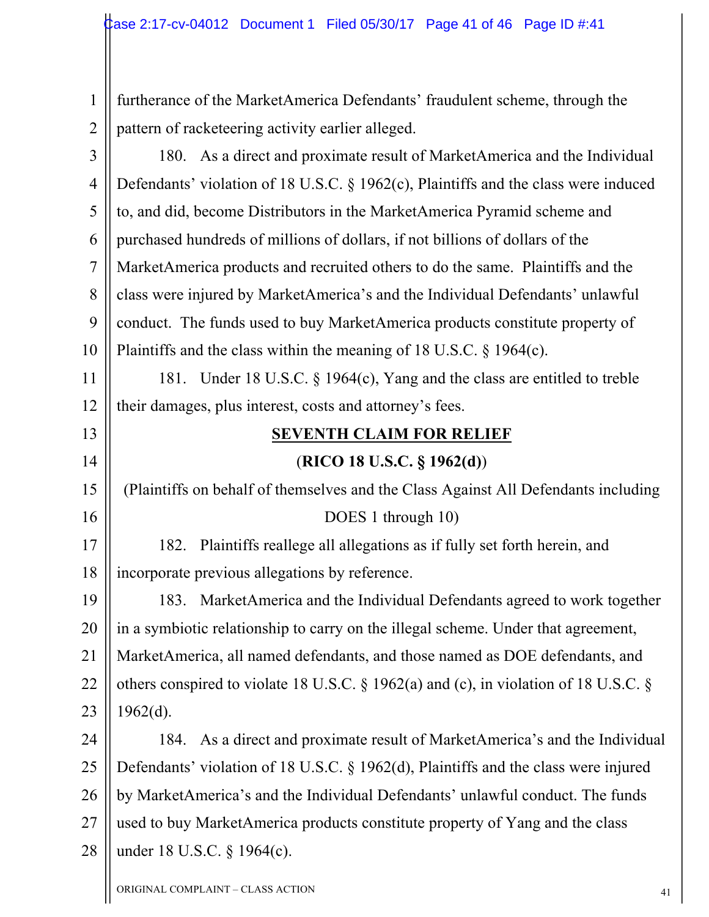furtherance of the MarketAmerica Defendants' fraudulent scheme, through the pattern of racketeering activity earlier alleged.

180. As a direct and proximate result of MarketAmerica and the Individual Defendants' violation of 18 U.S.C. § 1962(c), Plaintiffs and the class were induced to, and did, become Distributors in the MarketAmerica Pyramid scheme and purchased hundreds of millions of dollars, if not billions of dollars of the MarketAmerica products and recruited others to do the same. Plaintiffs and the class were injured by MarketAmerica's and the Individual Defendants' unlawful conduct. The funds used to buy MarketAmerica products constitute property of Plaintiffs and the class within the meaning of 18 U.S.C. § 1964(c).

181. Under 18 U.S.C. § 1964(c), Yang and the class are entitled to treble their damages, plus interest, costs and attorney's fees.

## SEVENTH CLAIM FOR RELIEF

**(RICO 18 U.S.C. § 1962(d))**

(Plaintiffs on behalf of themselves and the Class Against All Defendants including DOES 1 through 10)

182. Plaintiffs reallege all allegations as if fully set forth herein, and incorporate previous allegations by reference.

183. MarketAmerica and the Individual Defendants agreed to work together in a symbiotic relationship to carry on the illegal scheme. Under that agreement, MarketAmerica, all named defendants, and those named as DOE defendants, and others conspired to violate 18 U.S.C. § 1962(a) and (c), in violation of 18 U.S.C. § 1962(d).

184. As a direct and proximate result of MarketAmerica's and the Individual Defendants' violation of 18 U.S.C. § 1962(d), Plaintiffs and the class were injured by MarketAmerica's and the Individual Defendants' unlawful conduct. The funds used to buy MarketAmerica products constitute property of Yang and the class under 18 U.S.C. § 1964(c).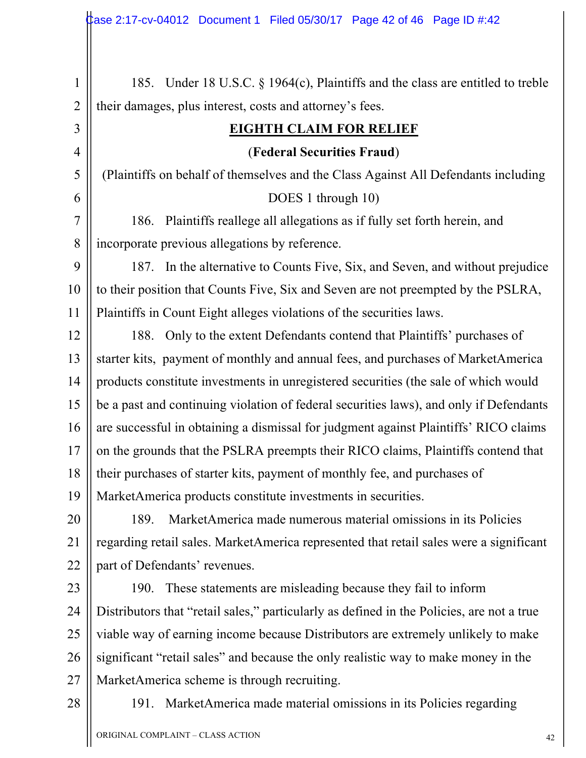185. Under 18 U.S.C. § 1964(c), Plaintiffs and the class are entitled to treble their damages, plus interest, costs and attorney's fees.

## EIGHTH CLAIM FOR RELIEF

**(Federal Securities Fraud)**

(Plaintiffs on behalf of themselves and the Class Against All Defendants including DOES 1 through 10)

186. Plaintiffs reallege all allegations as if fully set forth herein, and incorporate previous allegations by reference.

187. In the alternative to Counts Five, Six, and Seven, and without prejudice to their position that Counts Five, Six and Seven are not preempted by the PSLRA, Plaintiffs in Count Eight alleges violations of the securities laws.

188. Only to the extent Defendants contend that Plaintiffs' purchases of starter kits, payment of monthly and annual fees, and purchases of MarketAmerica products constitute investments in unregistered securities (the sale of which would be a past and continuing violation of federal securities laws), and only if Defendants are successful in obtaining a dismissal for judgment against Plaintiffs' RICO claims on the grounds that the PSLRA preempts their RICO claims, Plaintiffs contend that their purchases of starter kits, payment of monthly fee, and purchases of MarketAmerica products constitute investments in securities.

189. MarketAmerica made numerous material omissions in its Policies regarding retail sales. MarketAmerica represented that retail sales were a significant part of Defendants' revenues.

190. These statements are misleading because they fail to inform Distributors that "retail sales," particularly as defined in the Policies, are not a true viable way of earning income because Distributors are extremely unlikely to make significant "retail sales" and because the only realistic way to make money in the MarketAmerica scheme is through recruiting.

191. MarketAmerica made material omissions in its Policies regarding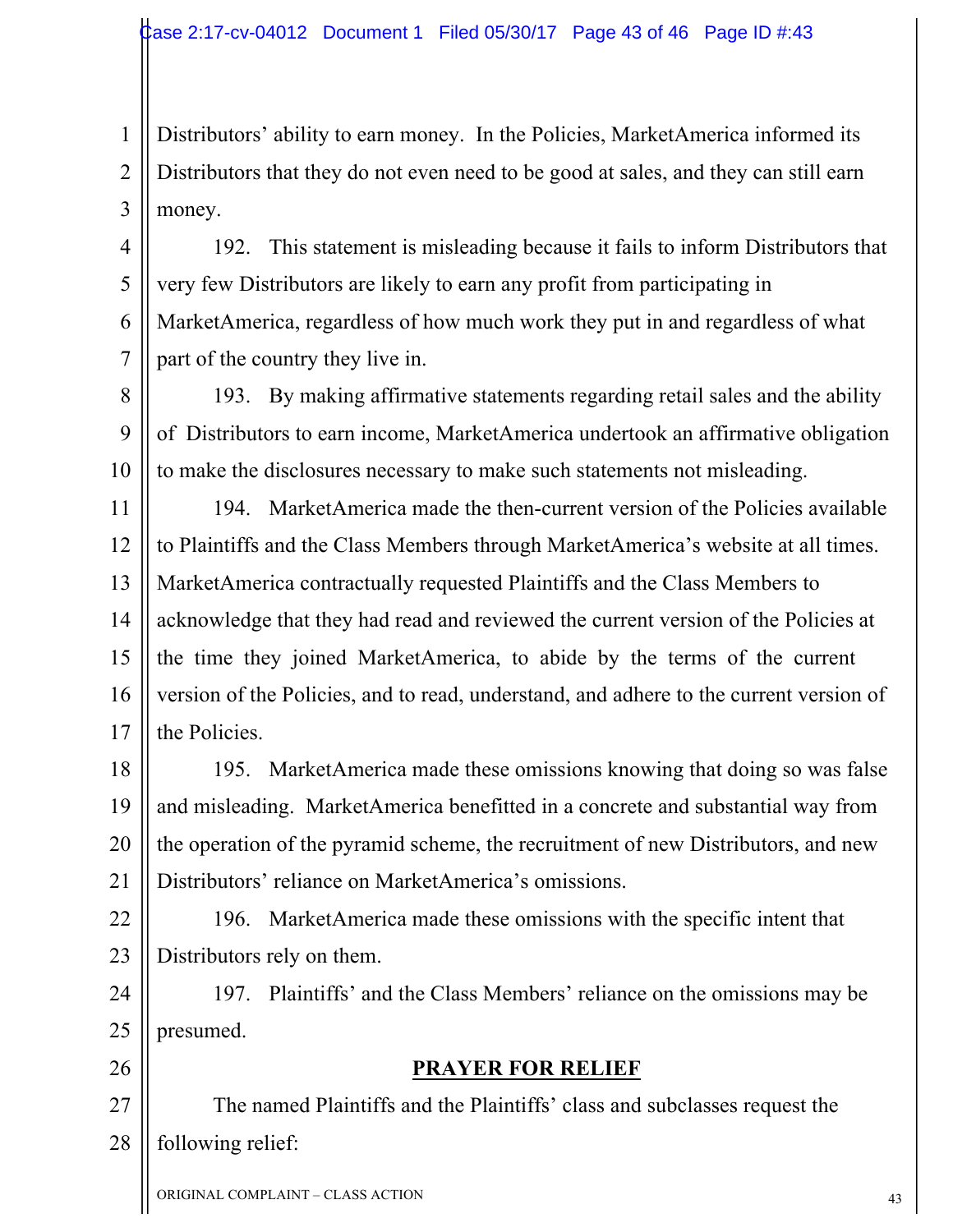Distributors' ability to earn money. In the Policies, MarketAmerica informed its Distributors that they do not even need to be good at sales, and they can still earn money.

192. This statement is misleading because it fails to inform Distributors that very few Distributors are likely to earn any profit from participating in MarketAmerica, regardless of how much work they put in and regardless of what part of the country they live in.

193. By making affirmative statements regarding retail sales and the ability of Distributors to earn income, MarketAmerica undertook an affirmative obligation to make the disclosures necessary to make such statements not misleading.

194. MarketAmerica made the then-current version of the Policies available to Plaintiffs and the Class Members through MarketAmerica's website at all times. MarketAmerica contractually requested Plaintiffs and the Class Members to acknowledge that they had read and reviewed the current version of the Policies at the time they joined MarketAmerica, to abide by the terms of the current version of the Policies, and to read, understand, and adhere to the current version of the Policies.

195. MarketAmerica made these omissions knowing that doing so was false and misleading. MarketAmerica benefitted in a concrete and substantial way from the operation of the pyramid scheme, the recruitment of new Distributors, and new Distributors' reliance on MarketAmerica's omissions.

196. MarketAmerica made these omissions with the specific intent that Distributors rely on them.

197. Plaintiffs' and the Class Members' reliance on the omissions may be presumed.

## PRAYER FOR RELIEF

The named Plaintiffs and the Plaintiffs' class and subclasses request the following relief: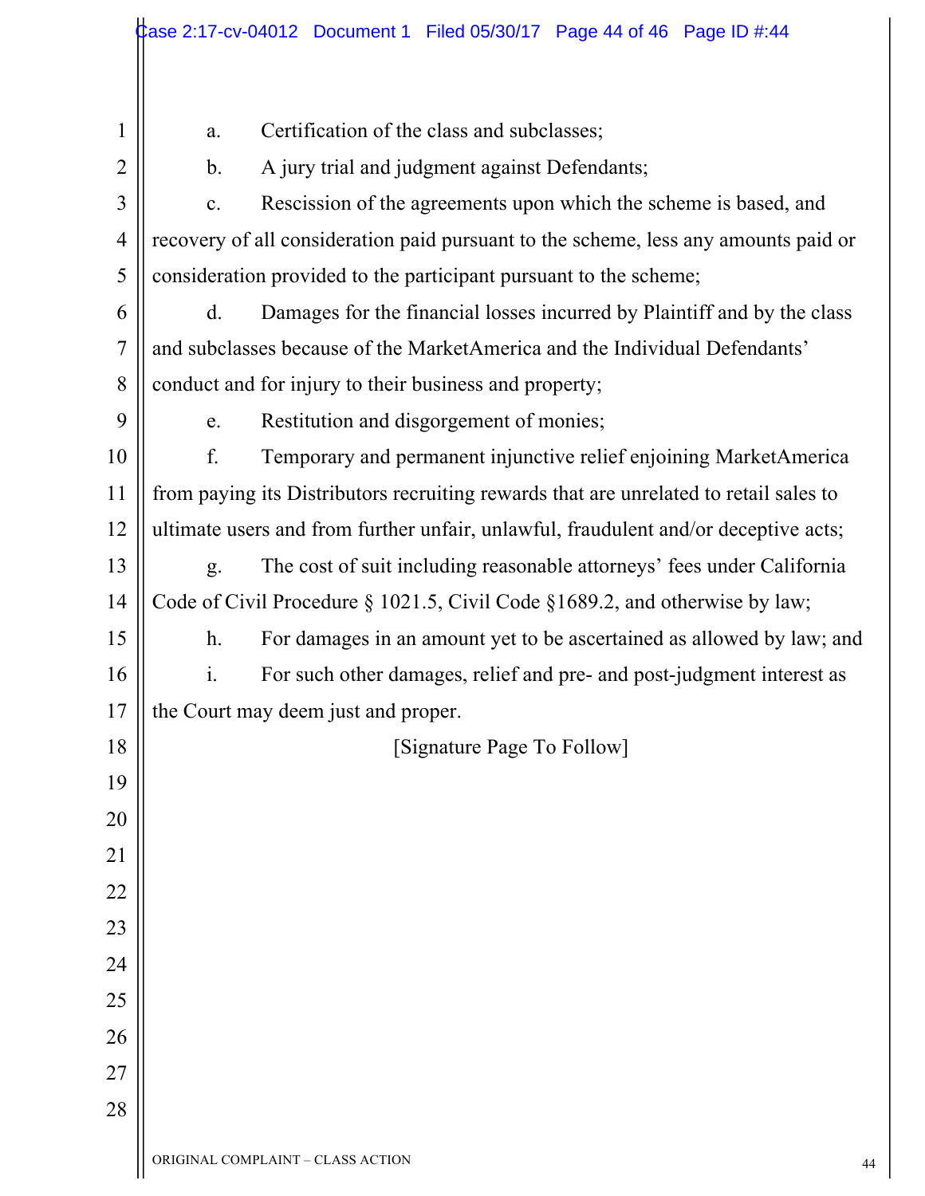a. Certification of the class and subclasses;

b. A jury trial and judgment against Defendants;

c. Rescission of the agreements upon which the scheme is based, and recovery of all consideration paid pursuant to the scheme, less any amounts paid or consideration provided to the participant pursuant to the scheme;

d. Damages for the financial losses incurred by Plaintiff and by the class and subclasses because of the MarketAmerica and the Individual Defendants' conduct and for injury to their business and property;

e. Restitution and disgorgement of monies;

f. Temporary and permanent injunctive relief enjoining MarketAmerica from paying its Distributors recruiting rewards that are unrelated to retail sales to ultimate users and from further unfair, unlawful, fraudulent and/or deceptive acts;

g. The cost of suit including reasonable attorneys' fees under California Code of Civil Procedure § 1021.5, Civil Code §1689.2, and otherwise by law;

h. For damages in an amount yet to be ascertained as allowed by law; and

i. For such other damages, relief and pre- and post-judgment interest as the Court may deem just and proper.

[Signature Page To Follow]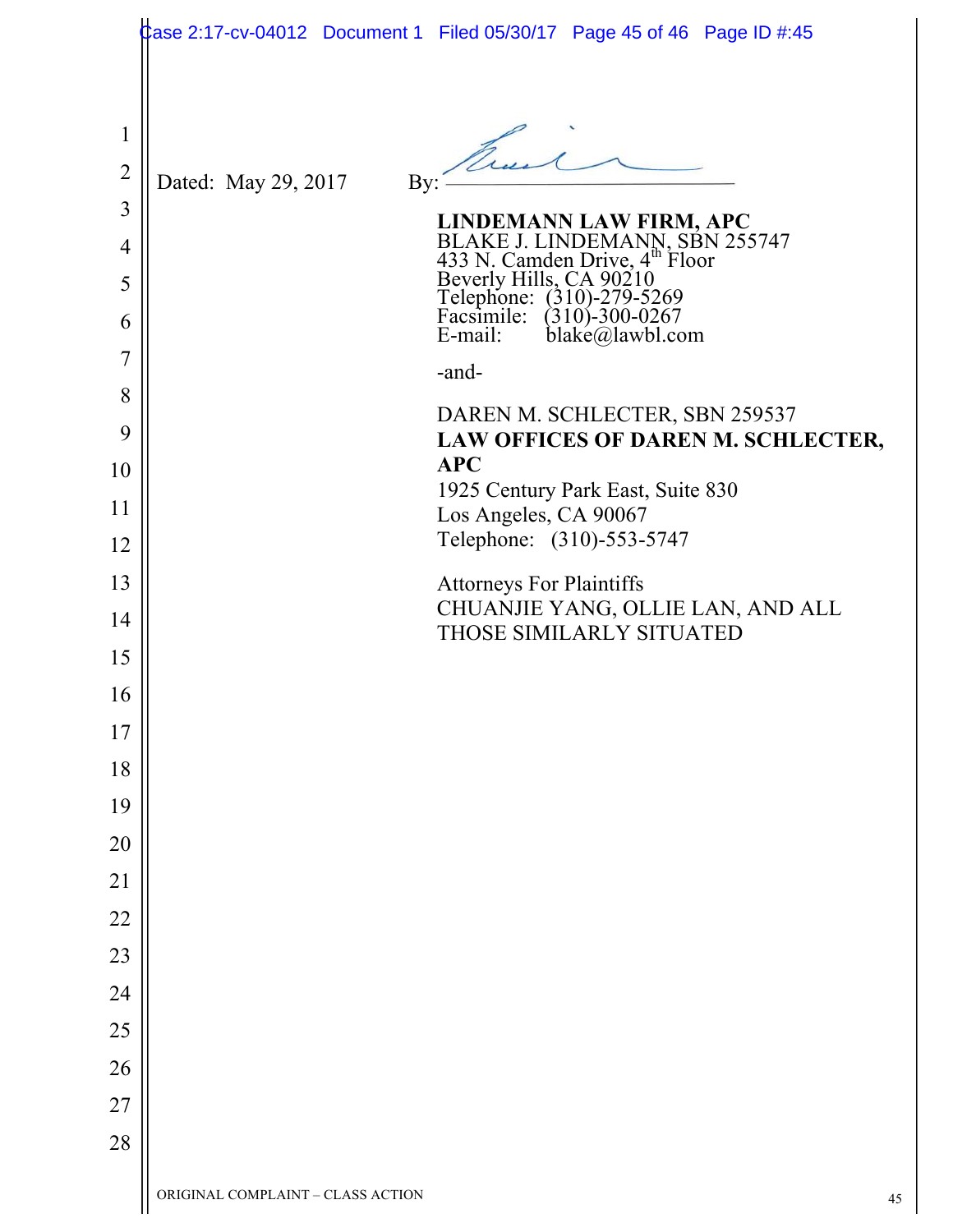Dated: May 29, 2017 By: ______________________

**LINDEMANN LAW FIRM, APC**
BLAKE J. LINDEMANN, SBN 255747
433 N. Camden Drive, 4th Floor
Beverly Hills, CA 90210
Telephone: (310)-279-5269
Facsimile: (310)-300-0267
E-mail: blake@lawbl.com

-and-

DAREN M. SCHLECTER, SBN 259537
**LAW OFFICES OF DAREN M. SCHLECTER, APC**
1925 Century Park East, Suite 830
Los Angeles, CA 90067
Telephone: (310)-553-5747

Attorneys For Plaintiffs
CHUANJIE YANG, OLLIE LAN, AND ALL THOSE SIMILARLY SITUATED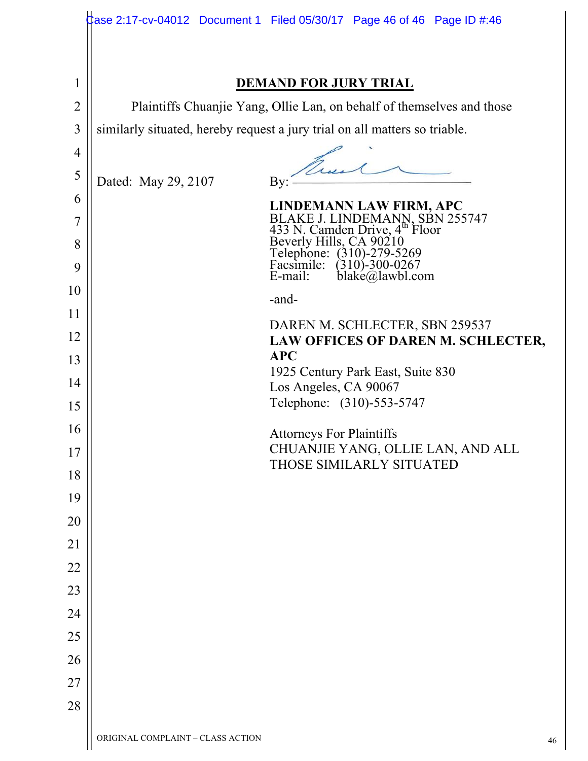## DEMAND FOR JURY TRIAL

Plaintiffs Chuanjie Yang, Ollie Lan, on behalf of themselves and those similarly situated, hereby request a jury trial on all matters so triable.

Dated: May 29, 2107

By: ______________________________

**LINDEMANN LAW FIRM, APC**
BLAKE J. LINDEMANN, SBN 255747
433 N. Camden Drive, 4th Floor
Beverly Hills, CA 90210
Telephone: (310)-279-5269
Facsimile: (310)-300-0267
E-mail: blake@lawbl.com

-and-

DAREN M. SCHLECTER, SBN 259537
**LAW OFFICES OF DAREN M. SCHLECTER, APC**
1925 Century Park East, Suite 830
Los Angeles, CA 90067
Telephone: (310)-553-5747

Attorneys For Plaintiffs
CHUANJIE YANG, OLLIE LAN, AND ALL THOSE SIMILARLY SITUATED